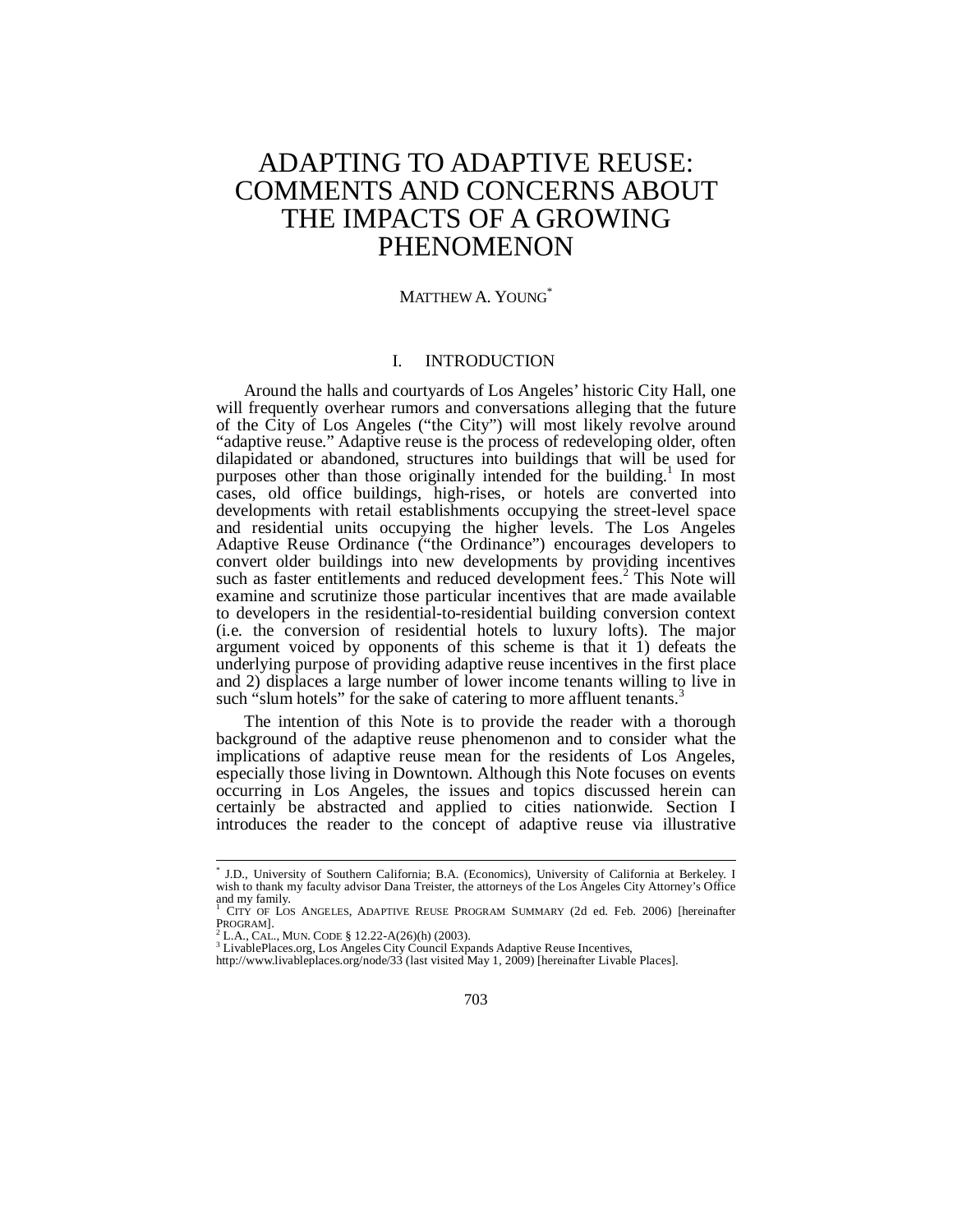# ADAPTING TO ADAPTIVE REUSE: COMMENTS AND CONCERNS ABOUT THE IMPACTS OF A GROWING PHENOMENON

MATTHEW A. YOUNG[*]

## I. INTRODUCTION

Around the halls and courtyards of Los Angeles' historic City Hall, one will frequently overhear rumors and conversations alleging that the future of the City of Los Angeles ("the City") will most likely revolve around "adaptive reuse." Adaptive reuse is the process of redeveloping older, often dilapidated or abandoned, structures into buildings that will be used for purposes other than those originally intended for the building.[1] In most cases, old office buildings, high-rises, or hotels are converted into developments with retail establishments occupying the street-level space and residential units occupying the higher levels. The Los Angeles Adaptive Reuse Ordinance ("the Ordinance") encourages developers to convert older buildings into new developments by providing incentives such as faster entitlements and reduced development fees.[2] This Note will examine and scrutinize those particular incentives that are made available to developers in the residential-to-residential building conversion context (i.e. the conversion of residential hotels to luxury lofts). The major argument voiced by opponents of this scheme is that it 1) defeats the underlying purpose of providing adaptive reuse incentives in the first place and 2) displaces a large number of lower income tenants willing to live in such "slum hotels" for the sake of catering to more affluent tenants.[3]

The intention of this Note is to provide the reader with a thorough background of the adaptive reuse phenomenon and to consider what the implications of adaptive reuse mean for the residents of Los Angeles, especially those living in Downtown. Although this Note focuses on events occurring in Los Angeles, the issues and topics discussed herein can certainly be abstracted and applied to cities nationwide. Section I introduces the reader to the concept of adaptive reuse via illustrative

---

[*] J.D., University of Southern California; B.A. (Economics), University of California at Berkeley. I wish to thank my faculty advisor Dana Treister, the attorneys of the Los Angeles City Attorney's Office and my family.

[1] CITY OF LOS ANGELES, ADAPTIVE REUSE PROGRAM SUMMARY (2d ed. Feb. 2006) [hereinafter PROGRAM].

[2] L.A., CAL., MUN. CODE § 12.22-A(26)(h) (2003).

[3] LivablePlaces.org, Los Angeles City Council Expands Adaptive Reuse Incentives, http://www.livableplaces.org/node/33 (last visited May 1, 2009) [hereinafter Livable Places].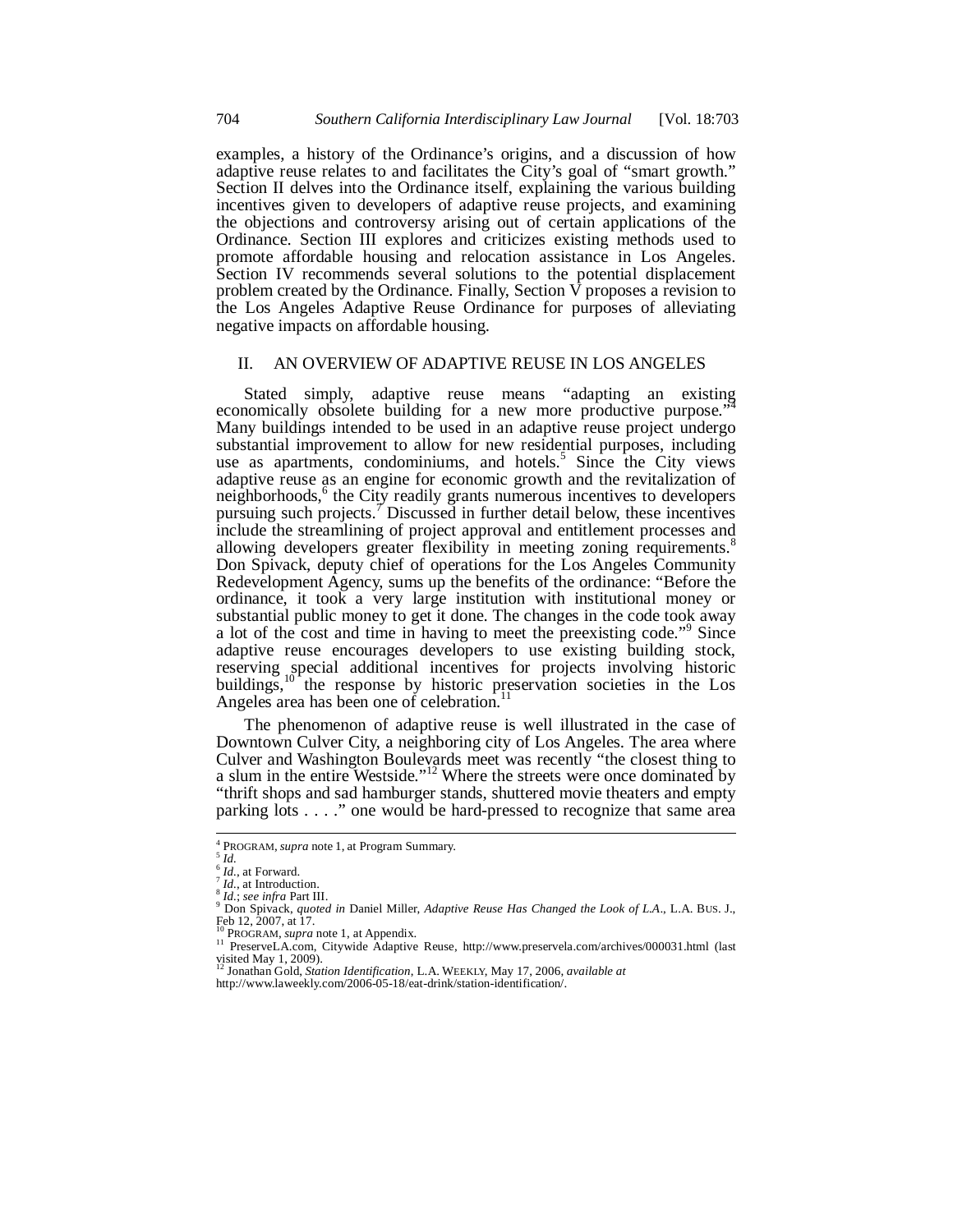examples, a history of the Ordinance's origins, and a discussion of how adaptive reuse relates to and facilitates the City's goal of "smart growth." Section II delves into the Ordinance itself, explaining the various building incentives given to developers of adaptive reuse projects, and examining the objections and controversy arising out of certain applications of the Ordinance. Section III explores and criticizes existing methods used to promote affordable housing and relocation assistance in Los Angeles. Section IV recommends several solutions to the potential displacement problem created by the Ordinance. Finally, Section V proposes a revision to the Los Angeles Adaptive Reuse Ordinance for purposes of alleviating negative impacts on affordable housing.

## II. AN OVERVIEW OF ADAPTIVE REUSE IN LOS ANGELES

Stated simply, adaptive reuse means "adapting an existing economically obsolete building for a new more productive purpose."[4] Many buildings intended to be used in an adaptive reuse project undergo substantial improvement to allow for new residential purposes, including use as apartments, condominiums, and hotels.[5] Since the City views adaptive reuse as an engine for economic growth and the revitalization of neighborhoods,[6] the City readily grants numerous incentives to developers pursuing such projects.[7] Discussed in further detail below, these incentives include the streamlining of project approval and entitlement processes and allowing developers greater flexibility in meeting zoning requirements.[8] Don Spivack, deputy chief of operations for the Los Angeles Community Redevelopment Agency, sums up the benefits of the ordinance: "Before the ordinance, it took a very large institution with institutional money or substantial public money to get it done. The changes in the code took away a lot of the cost and time in having to meet the preexisting code."[9] Since adaptive reuse encourages developers to use existing building stock, reserving special additional incentives for projects involving historic buildings,[10] the response by historic preservation societies in the Los Angeles area has been one of celebration.[11]

The phenomenon of adaptive reuse is well illustrated in the case of Downtown Culver City, a neighboring city of Los Angeles. The area where Culver and Washington Boulevards meet was recently "the closest thing to a slum in the entire Westside."[12] Where the streets were once dominated by "thrift shops and sad hamburger stands, shuttered movie theaters and empty parking lots . . . ." one would be hard-pressed to recognize that same area

---

[4] PROGRAM, *supra* note 1, at Program Summary.

[5] *Id.*

[6] *Id.*, at Forward.

[7] *Id.*, at Introduction.

[8] *Id.*; *see infra* Part III.

[9] Don Spivack, *quoted in* Daniel Miller, *Adaptive Reuse Has Changed the Look of L.A.*, L.A. BUS. J., Feb 12, 2007, at 17.

[10] PROGRAM, *supra* note 1, at Appendix.

[11] PreserveLA.com, Citywide Adaptive Reuse, http://www.preservela.com/archives/000031.html (last visited May 1, 2009).

[12] Jonathan Gold, *Station Identification*, L.A. WEEKLY, May 17, 2006, *available at* http://www.laweekly.com/2006-05-18/eat-drink/station-identification/.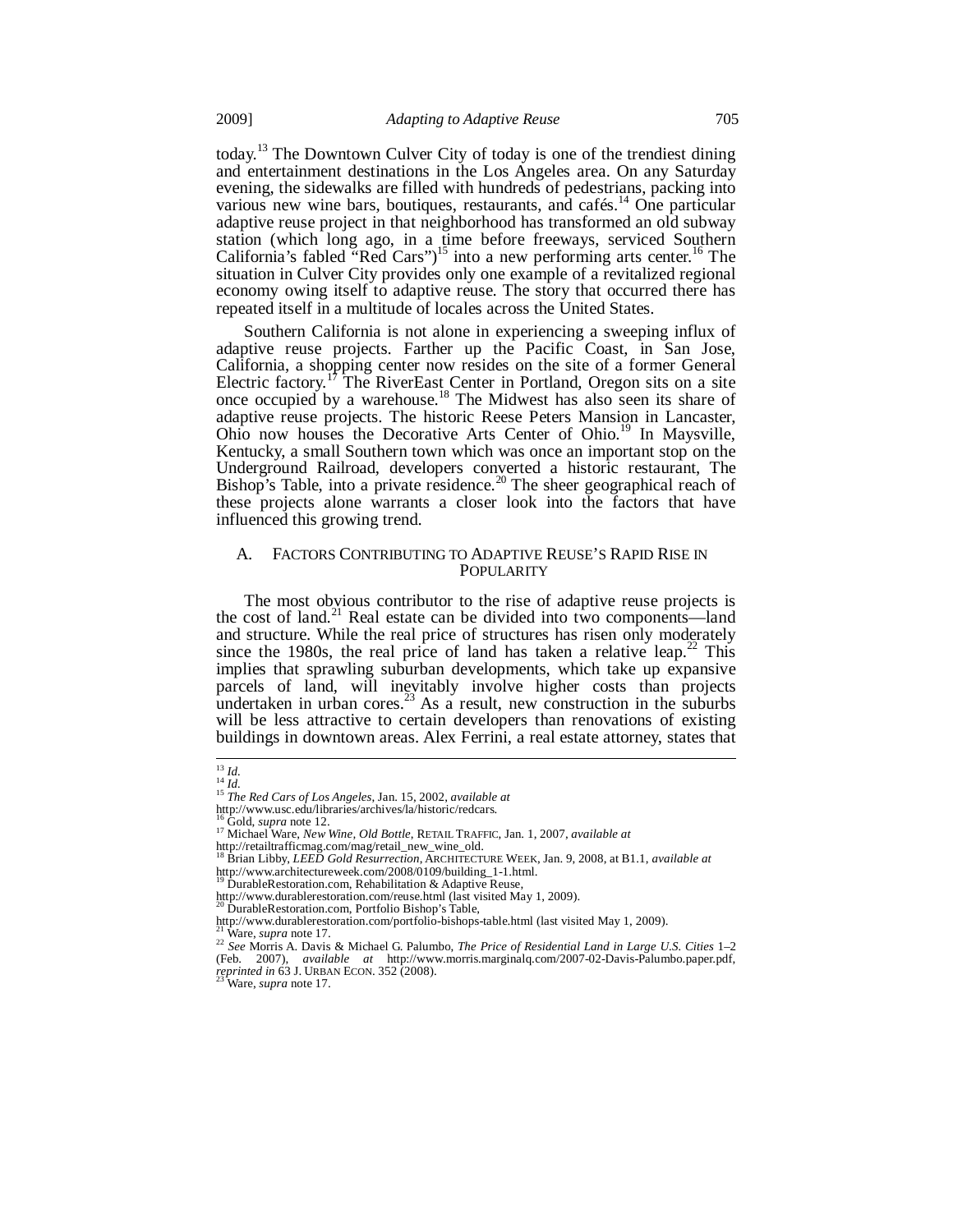today.[13] The Downtown Culver City of today is one of the trendiest dining and entertainment destinations in the Los Angeles area. On any Saturday evening, the sidewalks are filled with hundreds of pedestrians, packing into various new wine bars, boutiques, restaurants, and cafés.[14] One particular adaptive reuse project in that neighborhood has transformed an old subway station (which long ago, in a time before freeways, serviced Southern California's fabled "Red Cars")[15] into a new performing arts center.[16] The situation in Culver City provides only one example of a revitalized regional economy owing itself to adaptive reuse. The story that occurred there has repeated itself in a multitude of locales across the United States.

Southern California is not alone in experiencing a sweeping influx of adaptive reuse projects. Farther up the Pacific Coast, in San Jose, California, a shopping center now resides on the site of a former General Electric factory.[17] The RiverEast Center in Portland, Oregon sits on a site once occupied by a warehouse.[18] The Midwest has also seen its share of adaptive reuse projects. The historic Reese Peters Mansion in Lancaster, Ohio now houses the Decorative Arts Center of Ohio.[19] In Maysville, Kentucky, a small Southern town which was once an important stop on the Underground Railroad, developers converted a historic restaurant, The Bishop's Table, into a private residence.[20] The sheer geographical reach of these projects alone warrants a closer look into the factors that have influenced this growing trend.

## A. Factors Contributing to Adaptive Reuse's Rapid Rise in Popularity

The most obvious contributor to the rise of adaptive reuse projects is the cost of land.[21] Real estate can be divided into two components—land and structure. While the real price of structures has risen only moderately since the 1980s, the real price of land has taken a relative leap.[22] This implies that sprawling suburban developments, which take up expansive parcels of land, will inevitably involve higher costs than projects undertaken in urban cores.[23] As a result, new construction in the suburbs will be less attractive to certain developers than renovations of existing buildings in downtown areas. Alex Ferrini, a real estate attorney, states that

---

[13] *Id.*

[14] *Id.*

[15] *The Red Cars of Los Angeles*, Jan. 15, 2002, *available at* http://www.usc.edu/libraries/archives/la/historic/redcars.

[16] Gold, *supra* note 12.

[17] Michael Ware, *New Wine, Old Bottle*, RETAIL TRAFFIC, Jan. 1, 2007, *available at* http://retailtrafficmag.com/mag/retail_new_wine_old.

[18] Brian Libby, *LEED Gold Resurrection*, ARCHITECTURE WEEK, Jan. 9, 2008, at B1.1, *available at* http://www.architectureweek.com/2008/0109/building_1-1.html.

[19] DurableRestoration.com, Rehabilitation & Adaptive Reuse, http://www.durablerestoration.com/reuse.html (last visited May 1, 2009).

[20] DurableRestoration.com, Portfolio Bishop's Table, http://www.durablerestoration.com/portfolio-bishops-table.html (last visited May 1, 2009).

[21] Ware, *supra* note 17.

[22] *See* Morris A. Davis & Michael G. Palumbo, *The Price of Residential Land in Large U.S. Cities* 1–2 (Feb. 2007), *available at* http://www.morris.marginalq.com/2007-02-Davis-Palumbo.paper.pdf, *reprinted in* 63 J. URBAN ECON. 352 (2008).

[23] Ware, *supra* note 17.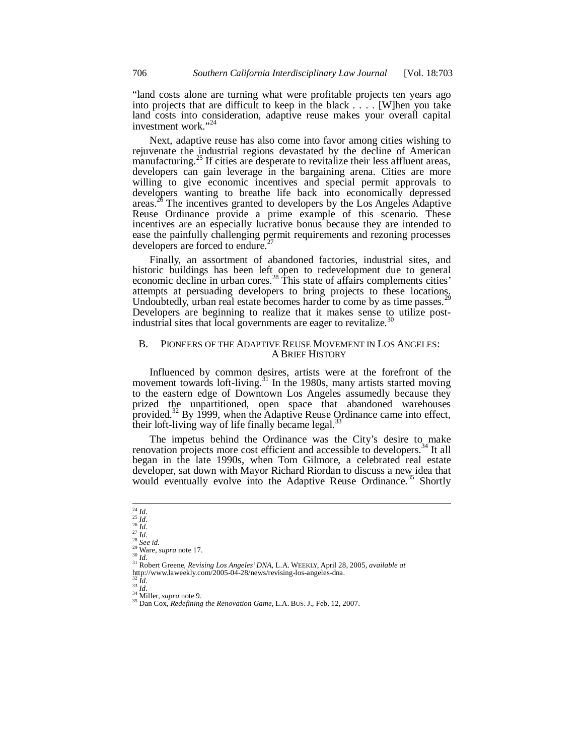"land costs alone are turning what were profitable projects ten years ago into projects that are difficult to keep in the black . . . . [W]hen you take land costs into consideration, adaptive reuse makes your overall capital investment work."[24]

Next, adaptive reuse has also come into favor among cities wishing to rejuvenate the industrial regions devastated by the decline of American manufacturing.[25] If cities are desperate to revitalize their less affluent areas, developers can gain leverage in the bargaining arena. Cities are more willing to give economic incentives and special permit approvals to developers wanting to breathe life back into economically depressed areas.[26] The incentives granted to developers by the Los Angeles Adaptive Reuse Ordinance provide a prime example of this scenario. These incentives are an especially lucrative bonus because they are intended to ease the painfully challenging permit requirements and rezoning processes developers are forced to endure.[27]

Finally, an assortment of abandoned factories, industrial sites, and historic buildings has been left open to redevelopment due to general economic decline in urban cores.[28] This state of affairs complements cities' attempts at persuading developers to bring projects to these locations. Undoubtedly, urban real estate becomes harder to come by as time passes.[29] Developers are beginning to realize that it makes sense to utilize post-industrial sites that local governments are eager to revitalize.[30]

### B. Pioneers of the Adaptive Reuse Movement in Los Angeles: A Brief History

Influenced by common desires, artists were at the forefront of the movement towards loft-living.[31] In the 1980s, many artists started moving to the eastern edge of Downtown Los Angeles assumedly because they prized the unpartitioned, open space that abandoned warehouses provided.[32] By 1999, when the Adaptive Reuse Ordinance came into effect, their loft-living way of life finally became legal.[33]

The impetus behind the Ordinance was the City's desire to make renovation projects more cost efficient and accessible to developers.[34] It all began in the late 1990s, when Tom Gilmore, a celebrated real estate developer, sat down with Mayor Richard Riordan to discuss a new idea that would eventually evolve into the Adaptive Reuse Ordinance.[35] Shortly

---

[24] *Id.*
[25] *Id.*
[26] *Id.*
[27] *Id.*
[28] *See id.*
[29] Ware, *supra* note 17.
[30] *Id.*
[31] Robert Greene, *Revising Los Angeles' DNA*, L.A. WEEKLY, April 28, 2005, *available at* http://www.laweekly.com/2005-04-28/news/revising-los-angeles-dna.
[32] *Id.*
[33] *Id.*
[34] Miller, *supra* note 9.
[35] Dan Cox, *Redefining the Renovation Game*, L.A. BUS. J., Feb. 12, 2007.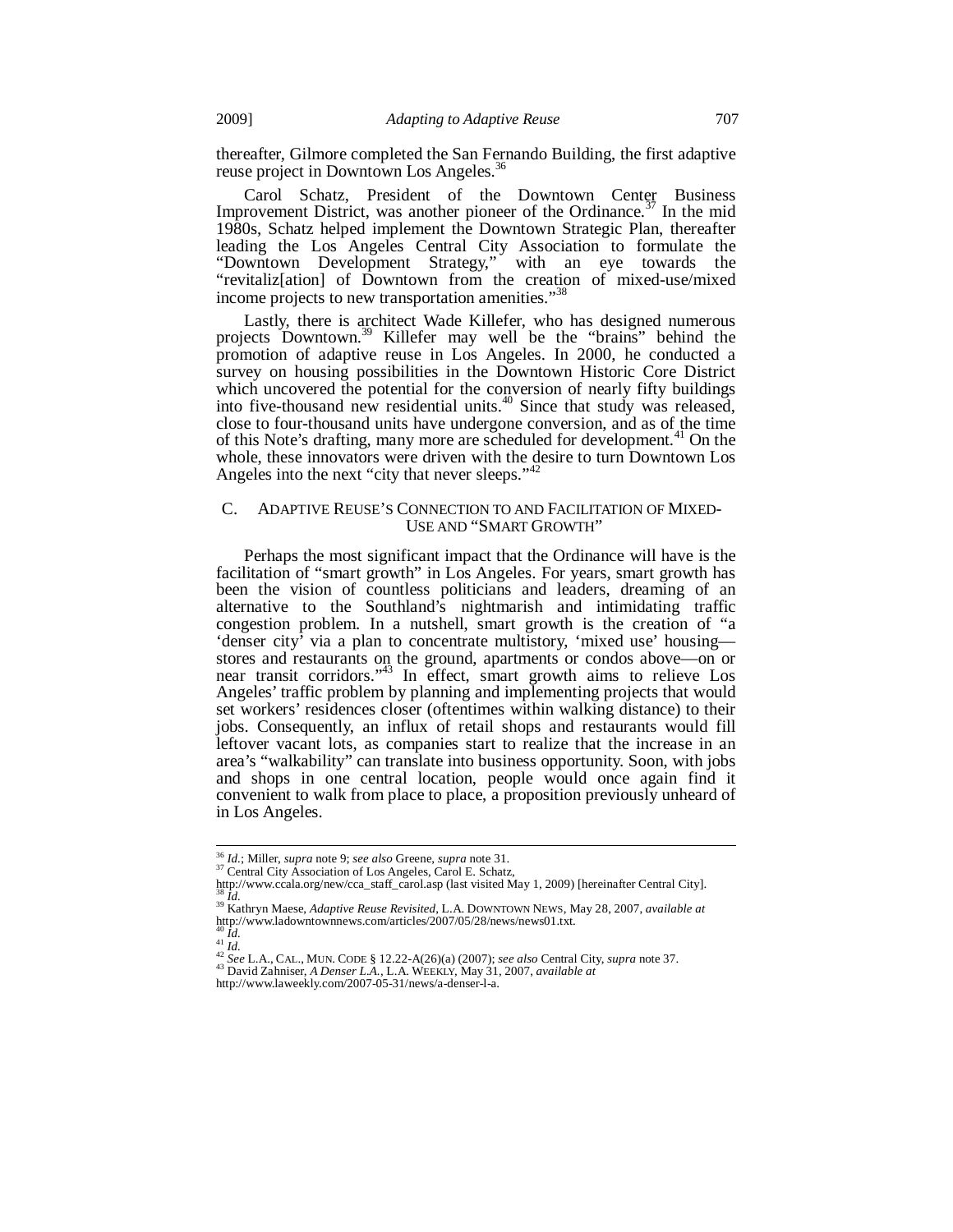thereafter, Gilmore completed the San Fernando Building, the first adaptive reuse project in Downtown Los Angeles.[36]

Carol Schatz, President of the Downtown Center Business Improvement District, was another pioneer of the Ordinance.[37] In the mid 1980s, Schatz helped implement the Downtown Strategic Plan, thereafter leading the Los Angeles Central City Association to formulate the "Downtown Development Strategy," with an eye towards the "revitaliz[ation] of Downtown from the creation of mixed-use/mixed income projects to new transportation amenities."[38]

Lastly, there is architect Wade Killefer, who has designed numerous projects Downtown.[39] Killefer may well be the "brains" behind the promotion of adaptive reuse in Los Angeles. In 2000, he conducted a survey on housing possibilities in the Downtown Historic Core District which uncovered the potential for the conversion of nearly fifty buildings into five-thousand new residential units.[40] Since that study was released, close to four-thousand units have undergone conversion, and as of the time of this Note's drafting, many more are scheduled for development.[41] On the whole, these innovators were driven with the desire to turn Downtown Los Angeles into the next "city that never sleeps."[42]

## C. ADAPTIVE REUSE'S CONNECTION TO AND FACILITATION OF MIXED-USE AND "SMART GROWTH"

Perhaps the most significant impact that the Ordinance will have is the facilitation of "smart growth" in Los Angeles. For years, smart growth has been the vision of countless politicians and leaders, dreaming of an alternative to the Southland's nightmarish and intimidating traffic congestion problem. In a nutshell, smart growth is the creation of "a 'denser city' via a plan to concentrate multistory, 'mixed use' housing—stores and restaurants on the ground, apartments or condos above—on or near transit corridors."[43] In effect, smart growth aims to relieve Los Angeles' traffic problem by planning and implementing projects that would set workers' residences closer (oftentimes within walking distance) to their jobs. Consequently, an influx of retail shops and restaurants would fill leftover vacant lots, as companies start to realize that the increase in an area's "walkability" can translate into business opportunity. Soon, with jobs and shops in one central location, people would once again find it convenient to walk from place to place, a proposition previously unheard of in Los Angeles.

---

[36] *Id.*; Miller, *supra* note 9; *see also* Greene, *supra* note 31.

[37] Central City Association of Los Angeles, Carol E. Schatz, http://www.ccala.org/new/cca_staff_carol.asp (last visited May 1, 2009) [hereinafter Central City].

[38] *Id.*

[39] Kathryn Maese, *Adaptive Reuse Revisited*, L.A. DOWNTOWN NEWS, May 28, 2007, *available at* http://www.ladowntownnews.com/articles/2007/05/28/news/news01.txt.

[40] *Id.*

[41] *Id.*

[42] *See* L.A., CAL., MUN. CODE § 12.22-A(26)(a) (2007); *see also* Central City, *supra* note 37.

[43] David Zahniser, *A Denser L.A.*, L.A. WEEKLY, May 31, 2007, *available at* http://www.laweekly.com/2007-05-31/news/a-denser-l-a.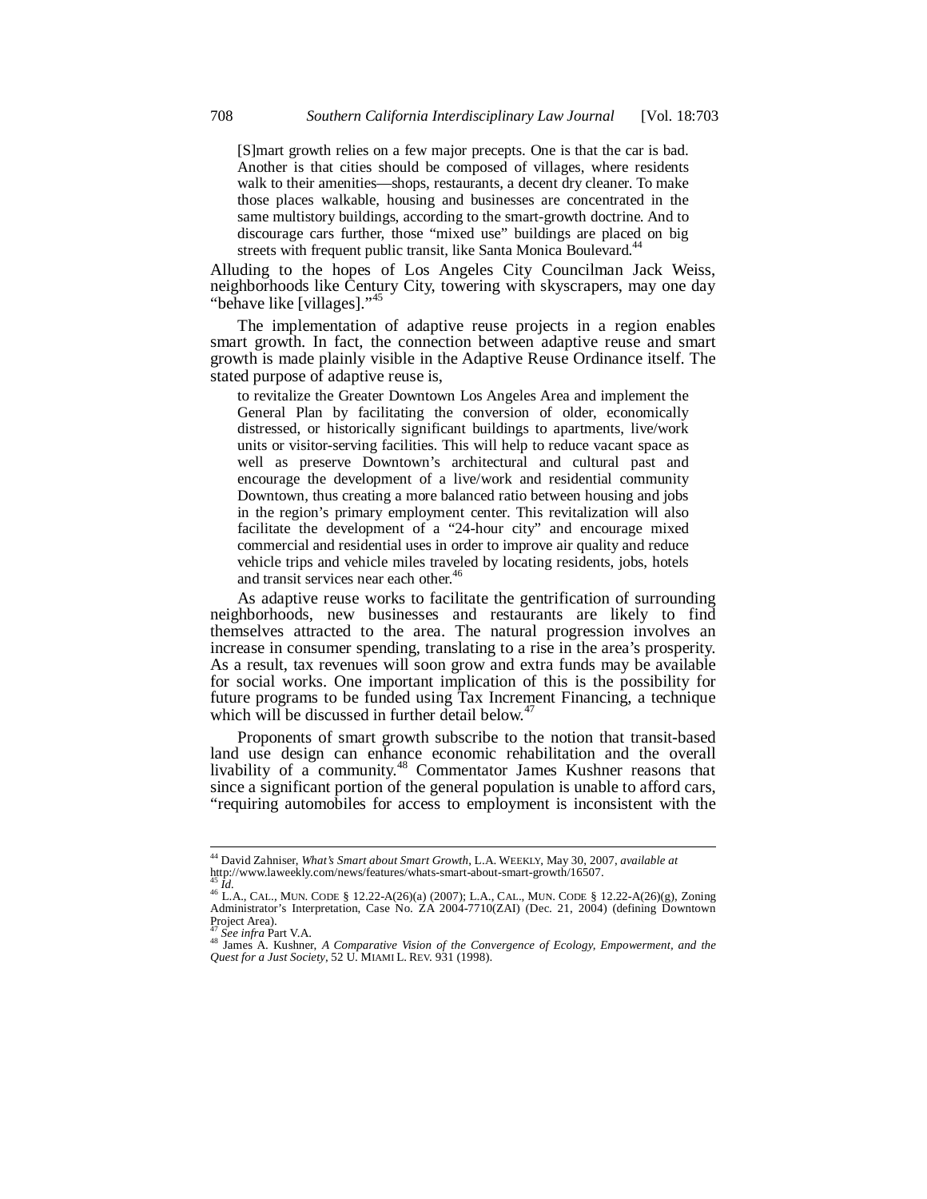> [S]mart growth relies on a few major precepts. One is that the car is bad. Another is that cities should be composed of villages, where residents walk to their amenities—shops, restaurants, a decent dry cleaner. To make those places walkable, housing and businesses are concentrated in the same multistory buildings, according to the smart-growth doctrine. And to discourage cars further, those "mixed use" buildings are placed on big streets with frequent public transit, like Santa Monica Boulevard.[44]

Alluding to the hopes of Los Angeles City Councilman Jack Weiss, neighborhoods like Century City, towering with skyscrapers, may one day "behave like [villages]."[45]

The implementation of adaptive reuse projects in a region enables smart growth. In fact, the connection between adaptive reuse and smart growth is made plainly visible in the Adaptive Reuse Ordinance itself. The stated purpose of adaptive reuse is,

> to revitalize the Greater Downtown Los Angeles Area and implement the General Plan by facilitating the conversion of older, economically distressed, or historically significant buildings to apartments, live/work units or visitor-serving facilities. This will help to reduce vacant space as well as preserve Downtown's architectural and cultural past and encourage the development of a live/work and residential community Downtown, thus creating a more balanced ratio between housing and jobs in the region's primary employment center. This revitalization will also facilitate the development of a "24-hour city" and encourage mixed commercial and residential uses in order to improve air quality and reduce vehicle trips and vehicle miles traveled by locating residents, jobs, hotels and transit services near each other.[46]

As adaptive reuse works to facilitate the gentrification of surrounding neighborhoods, new businesses and restaurants are likely to find themselves attracted to the area. The natural progression involves an increase in consumer spending, translating to a rise in the area's prosperity. As a result, tax revenues will soon grow and extra funds may be available for social works. One important implication of this is the possibility for future programs to be funded using Tax Increment Financing, a technique which will be discussed in further detail below.[47]

Proponents of smart growth subscribe to the notion that transit-based land use design can enhance economic rehabilitation and the overall livability of a community.[48] Commentator James Kushner reasons that since a significant portion of the general population is unable to afford cars, "requiring automobiles for access to employment is inconsistent with the

---

[44] David Zahniser, *What's Smart about Smart Growth*, L.A. WEEKLY, May 30, 2007, *available at* http://www.laweekly.com/news/features/whats-smart-about-smart-growth/16507.

[45] *Id.*

[46] L.A., CAL., MUN. CODE § 12.22-A(26)(a) (2007); L.A., CAL., MUN. CODE § 12.22-A(26)(g), Zoning Administrator's Interpretation, Case No. ZA 2004-7710(ZAI) (Dec. 21, 2004) (defining Downtown Project Area).

[47] *See infra* Part V.A.

[48] James A. Kushner, *A Comparative Vision of the Convergence of Ecology, Empowerment, and the Quest for a Just Society*, 52 U. MIAMI L. REV. 931 (1998).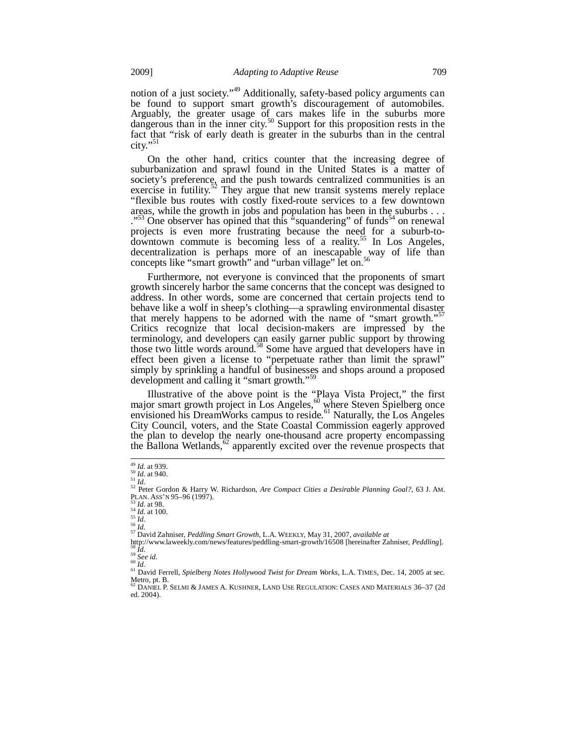notion of a just society."[49] Additionally, safety-based policy arguments can be found to support smart growth's discouragement of automobiles. Arguably, the greater usage of cars makes life in the suburbs more dangerous than in the inner city.[50] Support for this proposition rests in the fact that "risk of early death is greater in the suburbs than in the central city."[51]

On the other hand, critics counter that the increasing degree of suburbanization and sprawl found in the United States is a matter of society's preference, and the push towards centralized communities is an exercise in futility.[52] They argue that new transit systems merely replace "flexible bus routes with costly fixed-route services to a few downtown areas, while the growth in jobs and population has been in the suburbs . . . ."[53] One observer has opined that this "squandering" of funds[54] on renewal projects is even more frustrating because the need for a suburb-to-downtown commute is becoming less of a reality.[55] In Los Angeles, decentralization is perhaps more of an inescapable way of life than concepts like "smart growth" and "urban village" let on.[56]

Furthermore, not everyone is convinced that the proponents of smart growth sincerely harbor the same concerns that the concept was designed to address. In other words, some are concerned that certain projects tend to behave like a wolf in sheep's clothing—a sprawling environmental disaster that merely happens to be adorned with the name of "smart growth."[57] Critics recognize that local decision-makers are impressed by the terminology, and developers can easily garner public support by throwing those two little words around.[58] Some have argued that developers have in effect been given a license to "perpetuate rather than limit the sprawl" simply by sprinkling a handful of businesses and shops around a proposed development and calling it "smart growth."[59]

Illustrative of the above point is the "Playa Vista Project," the first major smart growth project in Los Angeles,[60] where Steven Spielberg once envisioned his DreamWorks campus to reside.[61] Naturally, the Los Angeles City Council, voters, and the State Coastal Commission eagerly approved the plan to develop the nearly one-thousand acre property encompassing the Ballona Wetlands,[62] apparently excited over the revenue prospects that

---

[49] *Id.* at 939.
[50] *Id.* at 940.
[51] *Id.*
[52] Peter Gordon & Harry W. Richardson, *Are Compact Cities a Desirable Planning Goal?*, 63 J. AM. PLAN. ASS'N 95–96 (1997).
[53] *Id.* at 98.
[54] *Id.* at 100.
[55] *Id.*
[56] *Id.*
[57] David Zahniser, *Peddling Smart Growth*, L.A. WEEKLY, May 31, 2007, *available at* http://www.laweekly.com/news/features/peddling-smart-growth/16508 [hereinafter Zahniser, *Peddling*].
[58] *Id.*
[59] *See id.*
[60] *Id.*
[61] David Ferrell, *Spielberg Notes Hollywood Twist for Dream Works*, L.A. TIMES, Dec. 14, 2005 at sec. Metro, pt. B.
[62] DANIEL P. SELMI & JAMES A. KUSHNER, LAND USE REGULATION: CASES AND MATERIALS 36–37 (2d ed. 2004).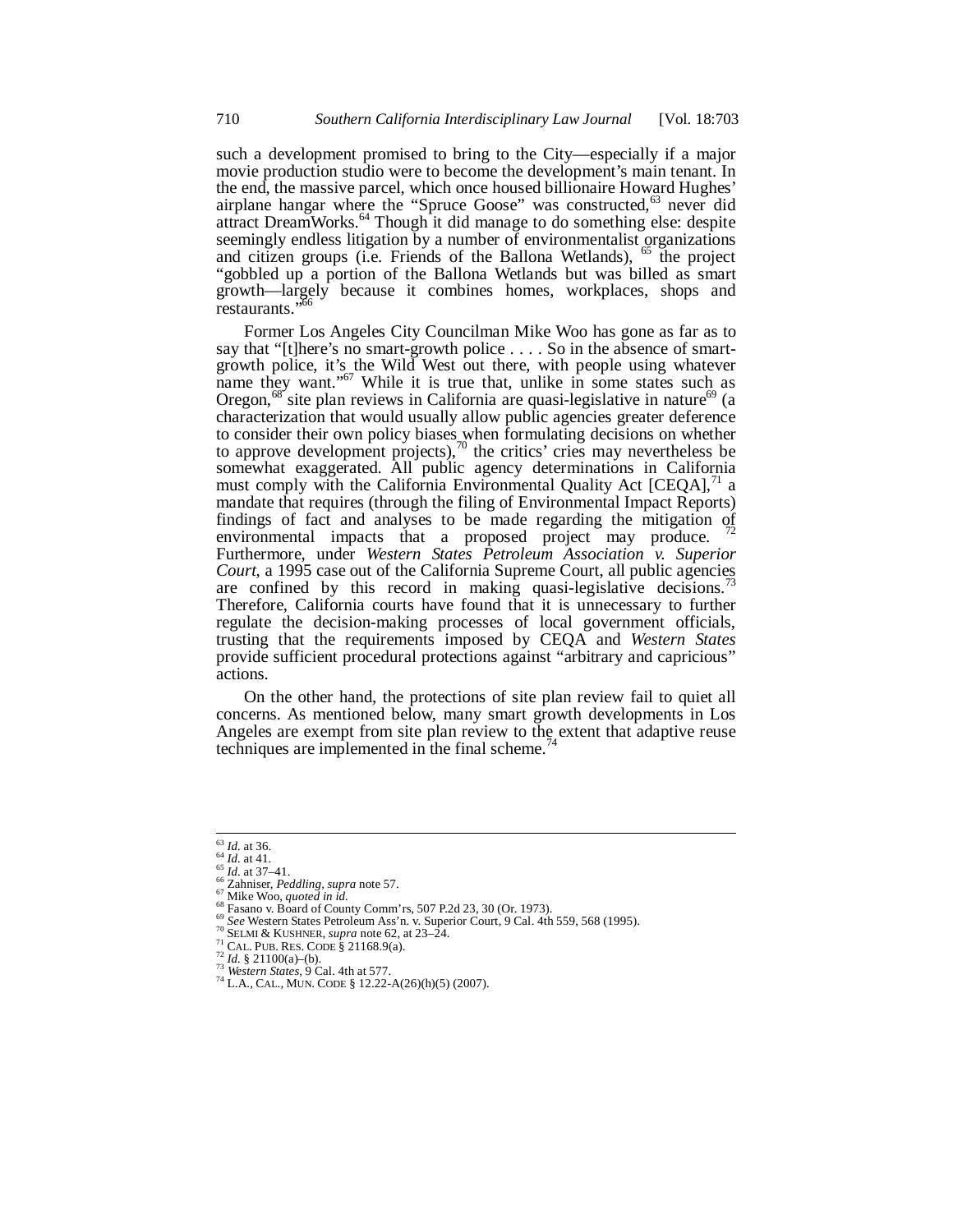such a development promised to bring to the City—especially if a major movie production studio were to become the development's main tenant. In the end, the massive parcel, which once housed billionaire Howard Hughes' airplane hangar where the "Spruce Goose" was constructed,[63] never did attract DreamWorks.[64] Though it did manage to do something else: despite seemingly endless litigation by a number of environmentalist organizations and citizen groups (i.e. Friends of the Ballona Wetlands), [65] the project "gobbled up a portion of the Ballona Wetlands but was billed as smart growth—largely because it combines homes, workplaces, shops and restaurants."[66]

Former Los Angeles City Councilman Mike Woo has gone as far as to say that "[t]here's no smart-growth police . . . . So in the absence of smart-growth police, it's the Wild West out there, with people using whatever name they want."[67] While it is true that, unlike in some states such as Oregon,[68] site plan reviews in California are quasi-legislative in nature[69] (a characterization that would usually allow public agencies greater deference to consider their own policy biases when formulating decisions on whether to approve development projects),[70] the critics' cries may nevertheless be somewhat exaggerated. All public agency determinations in California must comply with the California Environmental Quality Act [CEQA],[71] a mandate that requires (through the filing of Environmental Impact Reports) findings of fact and analyses to be made regarding the mitigation of environmental impacts that a proposed project may produce. [72] Furthermore, under *Western States Petroleum Association v. Superior Court*, a 1995 case out of the California Supreme Court, all public agencies are confined by this record in making quasi-legislative decisions.[73] Therefore, California courts have found that it is unnecessary to further regulate the decision-making processes of local government officials, trusting that the requirements imposed by CEQA and *Western States* provide sufficient procedural protections against "arbitrary and capricious" actions.

On the other hand, the protections of site plan review fail to quiet all concerns. As mentioned below, many smart growth developments in Los Angeles are exempt from site plan review to the extent that adaptive reuse techniques are implemented in the final scheme.[74]

---

[63] *Id.* at 36.
[64] *Id.* at 41.
[65] *Id.* at 37–41.
[66] Zahniser, *Peddling*, *supra* note 57.
[67] Mike Woo, *quoted in id.*
[68] Fasano v. Board of County Comm'rs, 507 P.2d 23, 30 (Or. 1973).
[69] *See* Western States Petroleum Ass'n. v. Superior Court, 9 Cal. 4th 559, 568 (1995).
[70] SELMI & KUSHNER, *supra* note 62, at 23–24.
[71] CAL. PUB. RES. CODE § 21168.9(a).
[72] *Id.* § 21100(a)–(b).
[73] *Western States*, 9 Cal. 4th at 577.
[74] L.A., CAL., MUN. CODE § 12.22-A(26)(h)(5) (2007).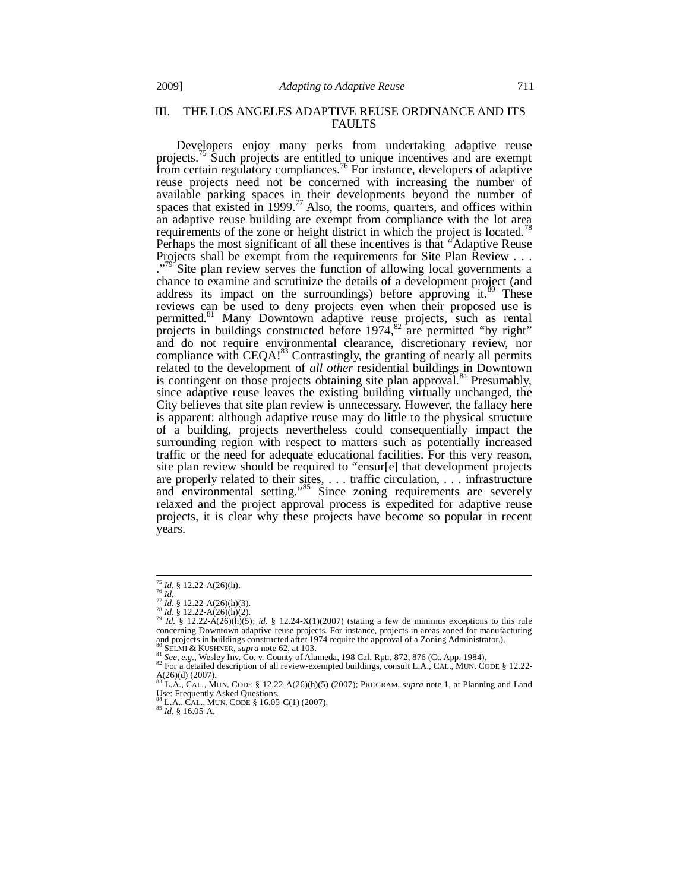## III. THE LOS ANGELES ADAPTIVE REUSE ORDINANCE AND ITS FAULTS

Developers enjoy many perks from undertaking adaptive reuse projects.[75] Such projects are entitled to unique incentives and are exempt from certain regulatory compliances.[76] For instance, developers of adaptive reuse projects need not be concerned with increasing the number of available parking spaces in their developments beyond the number of spaces that existed in 1999.[77] Also, the rooms, quarters, and offices within an adaptive reuse building are exempt from compliance with the lot area requirements of the zone or height district in which the project is located.[78] Perhaps the most significant of all these incentives is that "Adaptive Reuse Projects shall be exempt from the requirements for Site Plan Review . . . ."[79] Site plan review serves the function of allowing local governments a chance to examine and scrutinize the details of a development project (and address its impact on the surroundings) before approving it.[80] These reviews can be used to deny projects even when their proposed use is permitted.[81] Many Downtown adaptive reuse projects, such as rental projects in buildings constructed before 1974,[82] are permitted "by right" and do not require environmental clearance, discretionary review, nor compliance with CEQA![83] Contrastingly, the granting of nearly all permits related to the development of *all other* residential buildings in Downtown is contingent on those projects obtaining site plan approval.[84] Presumably, since adaptive reuse leaves the existing building virtually unchanged, the City believes that site plan review is unnecessary. However, the fallacy here is apparent: although adaptive reuse may do little to the physical structure of a building, projects nevertheless could consequentially impact the surrounding region with respect to matters such as potentially increased traffic or the need for adequate educational facilities. For this very reason, site plan review should be required to "ensur[e] that development projects are properly related to their sites, . . . traffic circulation, . . . infrastructure and environmental setting."[85] Since zoning requirements are severely relaxed and the project approval process is expedited for adaptive reuse projects, it is clear why these projects have become so popular in recent years.

---

[75] *Id.* § 12.22-A(26)(h).

[76] *Id.*

[77] *Id.* § 12.22-A(26)(h)(3).

[78] *Id.* § 12.22-A(26)(h)(2).

[79] *Id.* § 12.22-A(26)(h)(5); *id.* § 12.24-X(1)(2007) (stating a few de minimus exceptions to this rule concerning Downtown adaptive reuse projects. For instance, projects in areas zoned for manufacturing and projects in buildings constructed after 1974 require the approval of a Zoning Administrator.).

[80] SELMI & KUSHNER, *supra* note 62, at 103.

[81] *See, e.g.*, Wesley Inv. Co. v. County of Alameda, 198 Cal. Rptr. 872, 876 (Ct. App. 1984).

[82] For a detailed description of all review-exempted buildings, consult L.A., CAL., MUN. CODE § 12.22-A(26)(d) (2007).

[83] L.A., CAL., MUN. CODE § 12.22-A(26)(h)(5) (2007); PROGRAM, *supra* note 1, at Planning and Land Use: Frequently Asked Questions.

[84] L.A., CAL., MUN. CODE § 16.05-C(1) (2007).

[85] *Id.* § 16.05-A.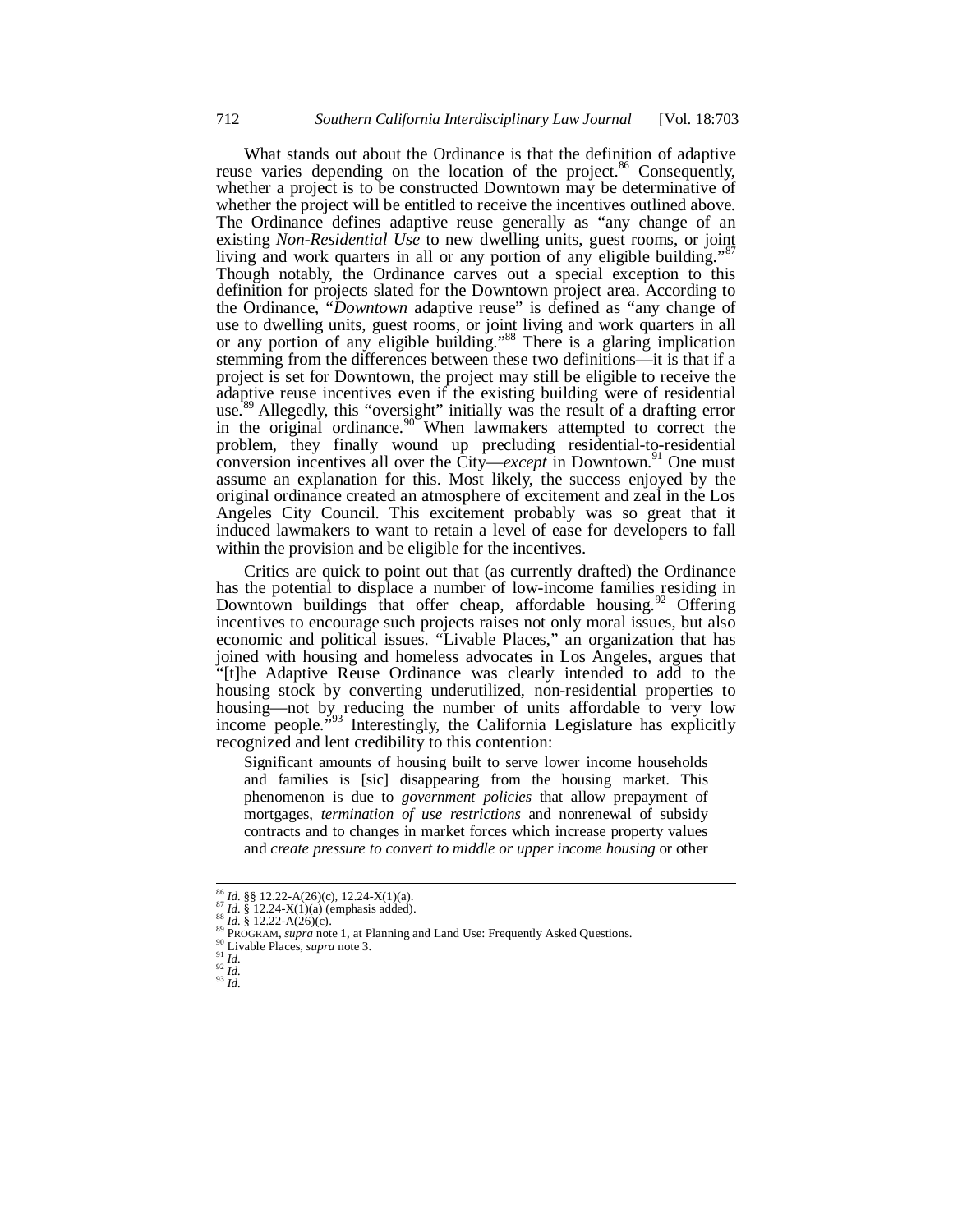What stands out about the Ordinance is that the definition of adaptive reuse varies depending on the location of the project.[86] Consequently, whether a project is to be constructed Downtown may be determinative of whether the project will be entitled to receive the incentives outlined above. The Ordinance defines adaptive reuse generally as "any change of an existing *Non-Residential Use* to new dwelling units, guest rooms, or joint living and work quarters in all or any portion of any eligible building."[87] Though notably, the Ordinance carves out a special exception to this definition for projects slated for the Downtown project area. According to the Ordinance, "*Downtown* adaptive reuse" is defined as "any change of use to dwelling units, guest rooms, or joint living and work quarters in all or any portion of any eligible building."[88] There is a glaring implication stemming from the differences between these two definitions—it is that if a project is set for Downtown, the project may still be eligible to receive the adaptive reuse incentives even if the existing building were of residential use.[89] Allegedly, this "oversight" initially was the result of a drafting error in the original ordinance.[90] When lawmakers attempted to correct the problem, they finally wound up precluding residential-to-residential conversion incentives all over the City—*except* in Downtown.[91] One must assume an explanation for this. Most likely, the success enjoyed by the original ordinance created an atmosphere of excitement and zeal in the Los Angeles City Council. This excitement probably was so great that it induced lawmakers to want to retain a level of ease for developers to fall within the provision and be eligible for the incentives.

Critics are quick to point out that (as currently drafted) the Ordinance has the potential to displace a number of low-income families residing in Downtown buildings that offer cheap, affordable housing.[92] Offering incentives to encourage such projects raises not only moral issues, but also economic and political issues. "Livable Places," an organization that has joined with housing and homeless advocates in Los Angeles, argues that "[t]he Adaptive Reuse Ordinance was clearly intended to add to the housing stock by converting underutilized, non-residential properties to housing—not by reducing the number of units affordable to very low income people."[93] Interestingly, the California Legislature has explicitly recognized and lent credibility to this contention:

> Significant amounts of housing built to serve lower income households and families is [sic] disappearing from the housing market. This phenomenon is due to *government policies* that allow prepayment of mortgages, *termination of use restrictions* and nonrenewal of subsidy contracts and to changes in market forces which increase property values and *create pressure to convert to middle or upper income housing* or other

---

[86] *Id.* §§ 12.22-A(26)(c), 12.24-X(1)(a).
[87] *Id.* § 12.24-X(1)(a) (emphasis added).
[88] *Id.* § 12.22-A(26)(c).
[89] PROGRAM, *supra* note 1, at Planning and Land Use: Frequently Asked Questions.
[90] Livable Places, *supra* note 3.
[91] *Id.*
[92] *Id.*
[93] *Id.*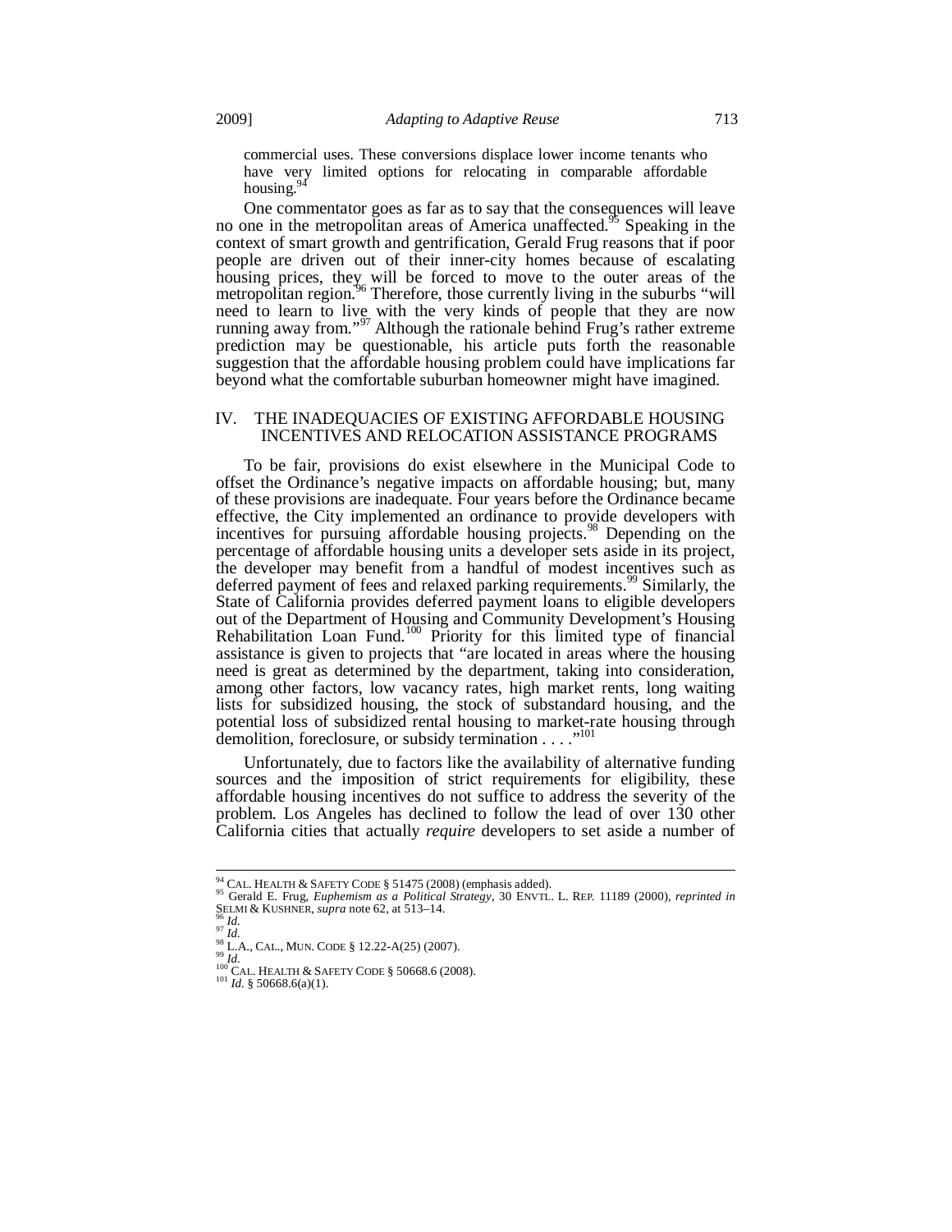commercial uses. These conversions displace lower income tenants who have very limited options for relocating in comparable affordable housing.[94]

One commentator goes as far as to say that the consequences will leave no one in the metropolitan areas of America unaffected.[95] Speaking in the context of smart growth and gentrification, Gerald Frug reasons that if poor people are driven out of their inner-city homes because of escalating housing prices, they will be forced to move to the outer areas of the metropolitan region.[96] Therefore, those currently living in the suburbs "will need to learn to live with the very kinds of people that they are now running away from."[97] Although the rationale behind Frug's rather extreme prediction may be questionable, his article puts forth the reasonable suggestion that the affordable housing problem could have implications far beyond what the comfortable suburban homeowner might have imagined.

## IV. THE INADEQUACIES OF EXISTING AFFORDABLE HOUSING INCENTIVES AND RELOCATION ASSISTANCE PROGRAMS

To be fair, provisions do exist elsewhere in the Municipal Code to offset the Ordinance's negative impacts on affordable housing; but, many of these provisions are inadequate. Four years before the Ordinance became effective, the City implemented an ordinance to provide developers with incentives for pursuing affordable housing projects.[98] Depending on the percentage of affordable housing units a developer sets aside in its project, the developer may benefit from a handful of modest incentives such as deferred payment of fees and relaxed parking requirements.[99] Similarly, the State of California provides deferred payment loans to eligible developers out of the Department of Housing and Community Development's Housing Rehabilitation Loan Fund.[100] Priority for this limited type of financial assistance is given to projects that "are located in areas where the housing need is great as determined by the department, taking into consideration, among other factors, low vacancy rates, high market rents, long waiting lists for subsidized housing, the stock of substandard housing, and the potential loss of subsidized rental housing to market-rate housing through demolition, foreclosure, or subsidy termination . . . ."[101]

Unfortunately, due to factors like the availability of alternative funding sources and the imposition of strict requirements for eligibility, these affordable housing incentives do not suffice to address the severity of the problem. Los Angeles has declined to follow the lead of over 130 other California cities that actually *require* developers to set aside a number of

---

[94] CAL. HEALTH & SAFETY CODE § 51475 (2008) (emphasis added).

[95] Gerald E. Frug, *Euphemism as a Political Strategy*, 30 ENVTL. L. REP. 11189 (2000), *reprinted in* SELMI & KUSHNER, *supra* note 62, at 513–14.

[96] *Id.*

[97] *Id.*

[98] L.A., CAL., MUN. CODE § 12.22-A(25) (2007).

[99] *Id.*

[100] CAL. HEALTH & SAFETY CODE § 50668.6 (2008).

[101] *Id.* § 50668.6(a)(1).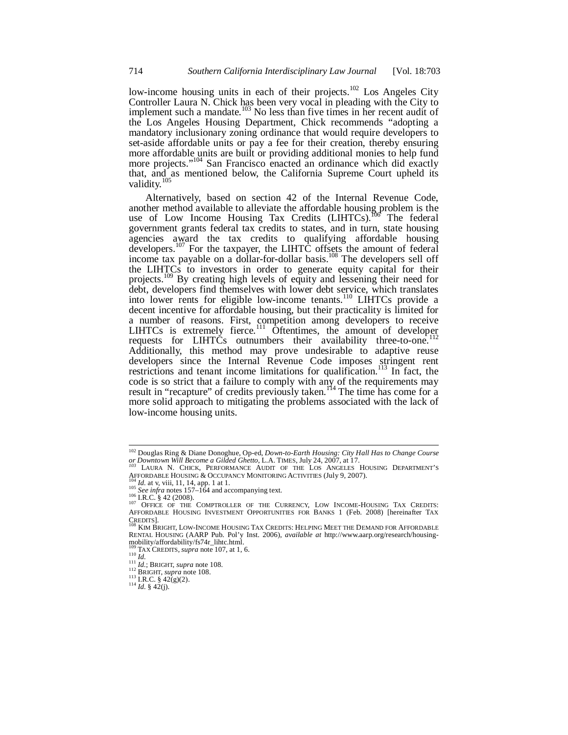low-income housing units in each of their projects.[102] Los Angeles City Controller Laura N. Chick has been very vocal in pleading with the City to implement such a mandate.[103] No less than five times in her recent audit of the Los Angeles Housing Department, Chick recommends "adopting a mandatory inclusionary zoning ordinance that would require developers to set-aside affordable units or pay a fee for their creation, thereby ensuring more affordable units are built or providing additional monies to help fund more projects."[104] San Francisco enacted an ordinance which did exactly that, and as mentioned below, the California Supreme Court upheld its validity.[105]

Alternatively, based on section 42 of the Internal Revenue Code, another method available to alleviate the affordable housing problem is the use of Low Income Housing Tax Credits (LIHTCs).[106] The federal government grants federal tax credits to states, and in turn, state housing agencies award the tax credits to qualifying affordable housing developers.[107] For the taxpayer, the LIHTC offsets the amount of federal income tax payable on a dollar-for-dollar basis.[108] The developers sell off the LIHTCs to investors in order to generate equity capital for their projects.[109] By creating high levels of equity and lessening their need for debt, developers find themselves with lower debt service, which translates into lower rents for eligible low-income tenants.[110] LIHTCs provide a decent incentive for affordable housing, but their practicality is limited for a number of reasons. First, competition among developers to receive LIHTCs is extremely fierce.[111] Oftentimes, the amount of developer requests for LIHTCs outnumbers their availability three-to-one.[112] Additionally, this method may prove undesirable to adaptive reuse developers since the Internal Revenue Code imposes stringent rent restrictions and tenant income limitations for qualification.[113] In fact, the code is so strict that a failure to comply with any of the requirements may result in "recapture" of credits previously taken.[114] The time has come for a more solid approach to mitigating the problems associated with the lack of low-income housing units.

---

[102] Douglas Ring & Diane Donoghue, Op-ed, *Down-to-Earth Housing: City Hall Has to Change Course or Downtown Will Become a Gilded Ghetto*, L.A. TIMES, July 24, 2007, at 17.

[103] LAURA N. CHICK, PERFORMANCE AUDIT OF THE LOS ANGELES HOUSING DEPARTMENT'S AFFORDABLE HOUSING & OCCUPANCY MONITORING ACTIVITIES (July 9, 2007).

[104] *Id.* at v, viii, 11, 14, app. 1 at 1.

[105] *See infra* notes 157–164 and accompanying text.

[106] I.R.C. § 42 (2008).

[107] OFFICE OF THE COMPTROLLER OF THE CURRENCY, LOW INCOME-HOUSING TAX CREDITS: AFFORDABLE HOUSING INVESTMENT OPPORTUNITIES FOR BANKS 1 (Feb. 2008) [hereinafter TAX CREDITS].

[108] KIM BRIGHT, LOW-INCOME HOUSING TAX CREDITS: HELPING MEET THE DEMAND FOR AFFORDABLE RENTAL HOUSING (AARP Pub. Pol'y Inst. 2006), *available at* http://www.aarp.org/research/housing-mobility/affordability/fs74r_lihtc.html.

[109] TAX CREDITS, *supra* note 107, at 1, 6.

[110] *Id.*

[111] *Id.*; BRIGHT, *supra* note 108.

[112] BRIGHT, *supra* note 108.

[113] I.R.C. § 42(g)(2).

[114] *Id.* § 42(j).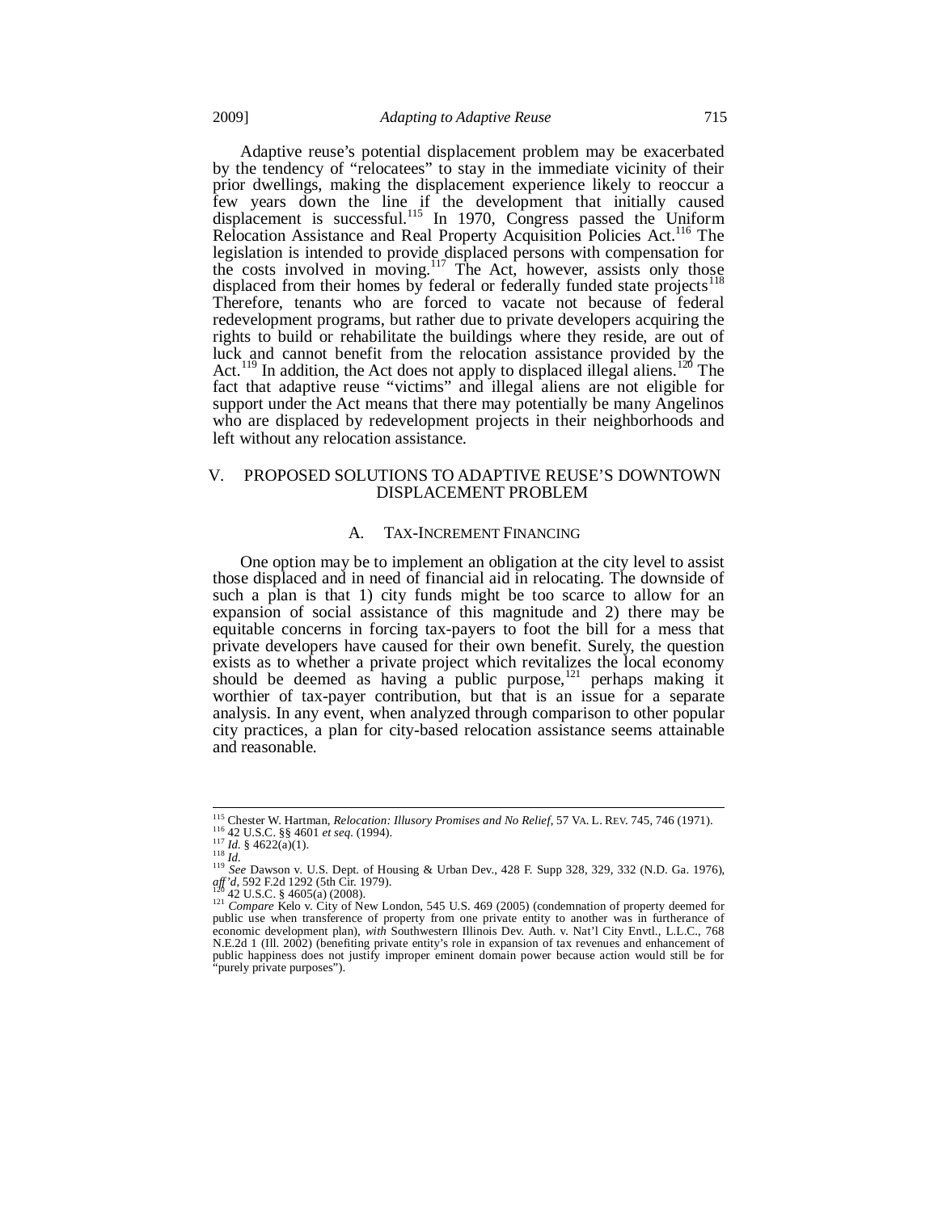Adaptive reuse's potential displacement problem may be exacerbated by the tendency of "relocatees" to stay in the immediate vicinity of their prior dwellings, making the displacement experience likely to reoccur a few years down the line if the development that initially caused displacement is successful.[115] In 1970, Congress passed the Uniform Relocation Assistance and Real Property Acquisition Policies Act.[116] The legislation is intended to provide displaced persons with compensation for the costs involved in moving.[117] The Act, however, assists only those displaced from their homes by federal or federally funded state projects[118] Therefore, tenants who are forced to vacate not because of federal redevelopment programs, but rather due to private developers acquiring the rights to build or rehabilitate the buildings where they reside, are out of luck and cannot benefit from the relocation assistance provided by the Act.[119] In addition, the Act does not apply to displaced illegal aliens.[120] The fact that adaptive reuse "victims" and illegal aliens are not eligible for support under the Act means that there may potentially be many Angelinos who are displaced by redevelopment projects in their neighborhoods and left without any relocation assistance.

## V. PROPOSED SOLUTIONS TO ADAPTIVE REUSE'S DOWNTOWN DISPLACEMENT PROBLEM

### A. TAX-INCREMENT FINANCING

One option may be to implement an obligation at the city level to assist those displaced and in need of financial aid in relocating. The downside of such a plan is that 1) city funds might be too scarce to allow for an expansion of social assistance of this magnitude and 2) there may be equitable concerns in forcing tax-payers to foot the bill for a mess that private developers have caused for their own benefit. Surely, the question exists as to whether a private project which revitalizes the local economy should be deemed as having a public purpose,[121] perhaps making it worthier of tax-payer contribution, but that is an issue for a separate analysis. In any event, when analyzed through comparison to other popular city practices, a plan for city-based relocation assistance seems attainable and reasonable.

---

[115] Chester W. Hartman, *Relocation: Illusory Promises and No Relief*, 57 VA. L. REV. 745, 746 (1971).
[116] 42 U.S.C. §§ 4601 *et seq.* (1994).
[117] *Id.* § 4622(a)(1).
[118] *Id.*
[119] *See* Dawson v. U.S. Dept. of Housing & Urban Dev., 428 F. Supp 328, 329, 332 (N.D. Ga. 1976), *aff'd*, 592 F.2d 1292 (5th Cir. 1979).
[120] 42 U.S.C. § 4605(a) (2008).
[121] *Compare* Kelo v. City of New London, 545 U.S. 469 (2005) (condemnation of property deemed for public use when transference of property from one private entity to another was in furtherance of economic development plan), *with* Southwestern Illinois Dev. Auth. v. Nat'l City Envtl., L.L.C., 768 N.E.2d 1 (Ill. 2002) (benefiting private entity's role in expansion of tax revenues and enhancement of public happiness does not justify improper eminent domain power because action would still be for "purely private purposes").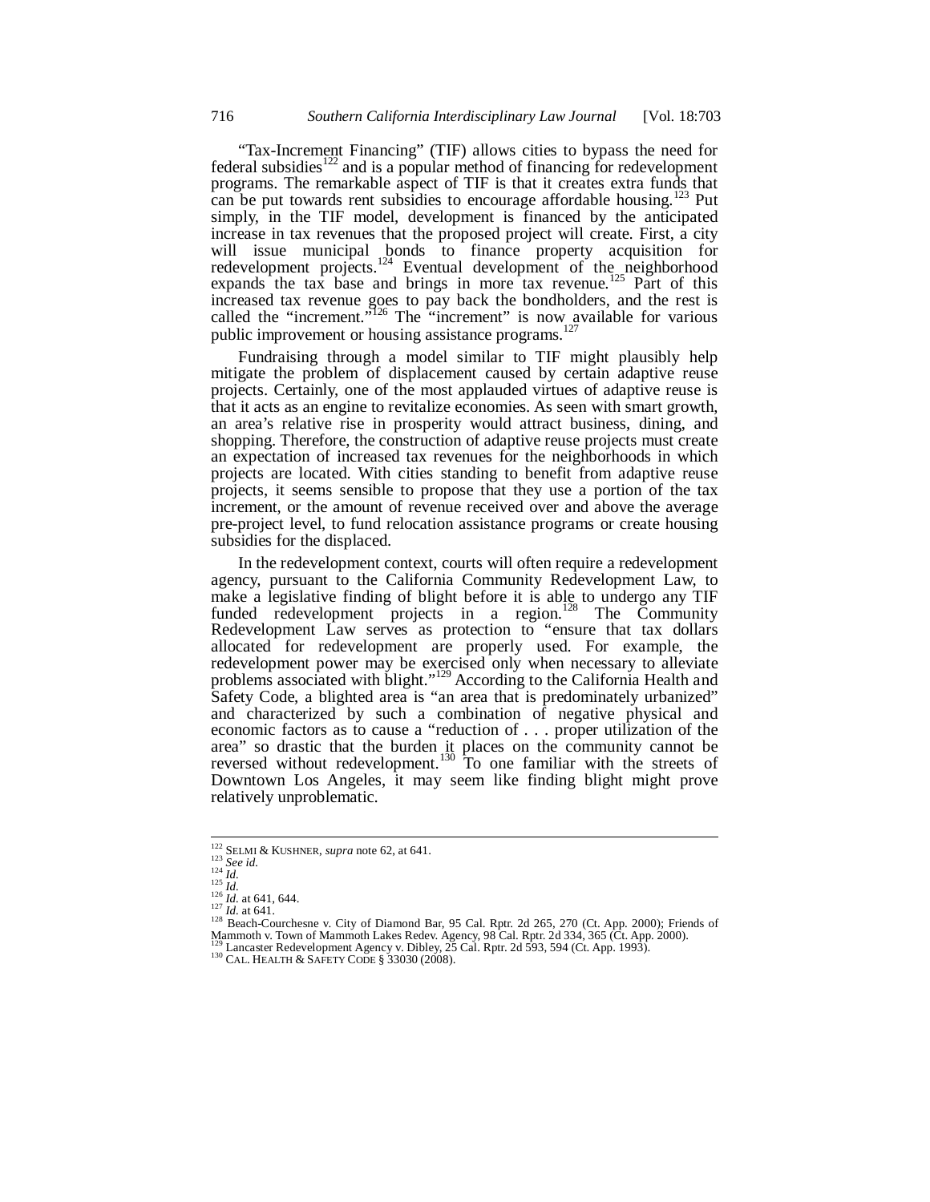"Tax-Increment Financing" (TIF) allows cities to bypass the need for federal subsidies[122] and is a popular method of financing for redevelopment programs. The remarkable aspect of TIF is that it creates extra funds that can be put towards rent subsidies to encourage affordable housing.[123] Put simply, in the TIF model, development is financed by the anticipated increase in tax revenues that the proposed project will create. First, a city will issue municipal bonds to finance property acquisition for redevelopment projects.[124] Eventual development of the neighborhood expands the tax base and brings in more tax revenue.[125] Part of this increased tax revenue goes to pay back the bondholders, and the rest is called the "increment."[126] The "increment" is now available for various public improvement or housing assistance programs.[127]

Fundraising through a model similar to TIF might plausibly help mitigate the problem of displacement caused by certain adaptive reuse projects. Certainly, one of the most applauded virtues of adaptive reuse is that it acts as an engine to revitalize economies. As seen with smart growth, an area's relative rise in prosperity would attract business, dining, and shopping. Therefore, the construction of adaptive reuse projects must create an expectation of increased tax revenues for the neighborhoods in which projects are located. With cities standing to benefit from adaptive reuse projects, it seems sensible to propose that they use a portion of the tax increment, or the amount of revenue received over and above the average pre-project level, to fund relocation assistance programs or create housing subsidies for the displaced.

In the redevelopment context, courts will often require a redevelopment agency, pursuant to the California Community Redevelopment Law, to make a legislative finding of blight before it is able to undergo any TIF funded redevelopment projects in a region.[128] The Community Redevelopment Law serves as protection to "ensure that tax dollars allocated for redevelopment are properly used. For example, the redevelopment power may be exercised only when necessary to alleviate problems associated with blight."[129] According to the California Health and Safety Code, a blighted area is "an area that is predominately urbanized" and characterized by such a combination of negative physical and economic factors as to cause a "reduction of . . . proper utilization of the area" so drastic that the burden it places on the community cannot be reversed without redevelopment.[130] To one familiar with the streets of Downtown Los Angeles, it may seem like finding blight might prove relatively unproblematic.

---

[122] SELMI & KUSHNER, *supra* note 62, at 641.
[123] *See id.*
[124] *Id.*
[125] *Id.*
[126] *Id.* at 641, 644.
[127] *Id.* at 641.
[128] Beach-Courchesne v. City of Diamond Bar, 95 Cal. Rptr. 2d 265, 270 (Ct. App. 2000); Friends of Mammoth v. Town of Mammoth Lakes Redev. Agency, 98 Cal. Rptr. 2d 334, 365 (Ct. App. 2000).
[129] Lancaster Redevelopment Agency v. Dibley, 25 Cal. Rptr. 2d 593, 594 (Ct. App. 1993).
[130] CAL. HEALTH & SAFETY CODE § 33030 (2008).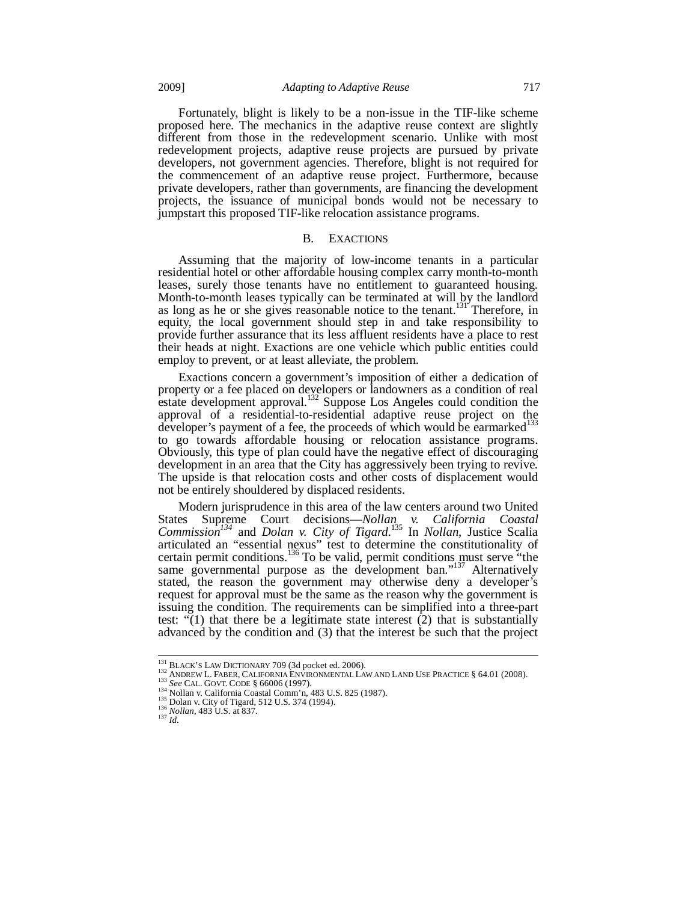Fortunately, blight is likely to be a non-issue in the TIF-like scheme proposed here. The mechanics in the adaptive reuse context are slightly different from those in the redevelopment scenario. Unlike with most redevelopment projects, adaptive reuse projects are pursued by private developers, not government agencies. Therefore, blight is not required for the commencement of an adaptive reuse project. Furthermore, because private developers, rather than governments, are financing the development projects, the issuance of municipal bonds would not be necessary to jumpstart this proposed TIF-like relocation assistance programs.

## B. EXACTIONS

Assuming that the majority of low-income tenants in a particular residential hotel or other affordable housing complex carry month-to-month leases, surely those tenants have no entitlement to guaranteed housing. Month-to-month leases typically can be terminated at will by the landlord as long as he or she gives reasonable notice to the tenant.[131] Therefore, in equity, the local government should step in and take responsibility to provide further assurance that its less affluent residents have a place to rest their heads at night. Exactions are one vehicle which public entities could employ to prevent, or at least alleviate, the problem.

Exactions concern a government's imposition of either a dedication of property or a fee placed on developers or landowners as a condition of real estate development approval.[132] Suppose Los Angeles could condition the approval of a residential-to-residential adaptive reuse project on the developer's payment of a fee, the proceeds of which would be earmarked[133] to go towards affordable housing or relocation assistance programs. Obviously, this type of plan could have the negative effect of discouraging development in an area that the City has aggressively been trying to revive. The upside is that relocation costs and other costs of displacement would not be entirely shouldered by displaced residents.

Modern jurisprudence in this area of the law centers around two United States Supreme Court decisions—*Nollan v. California Coastal Commission*[134] and *Dolan v. City of Tigard*.[135] In *Nollan*, Justice Scalia articulated an "essential nexus" test to determine the constitutionality of certain permit conditions.[136] To be valid, permit conditions must serve "the same governmental purpose as the development ban."[137] Alternatively stated, the reason the government may otherwise deny a developer's request for approval must be the same as the reason why the government is issuing the condition. The requirements can be simplified into a three-part test: "(1) that there be a legitimate state interest (2) that is substantially advanced by the condition and (3) that the interest be such that the project

---

[131] BLACK'S LAW DICTIONARY 709 (3d pocket ed. 2006).

[132] ANDREW L. FABER, CALIFORNIA ENVIRONMENTAL LAW AND LAND USE PRACTICE § 64.01 (2008).

[133] *See* CAL. GOVT. CODE § 66006 (1997).

[134] Nollan v. California Coastal Comm'n, 483 U.S. 825 (1987).

[135] Dolan v. City of Tigard, 512 U.S. 374 (1994).

[136] *Nollan*, 483 U.S. at 837.

[137] *Id.*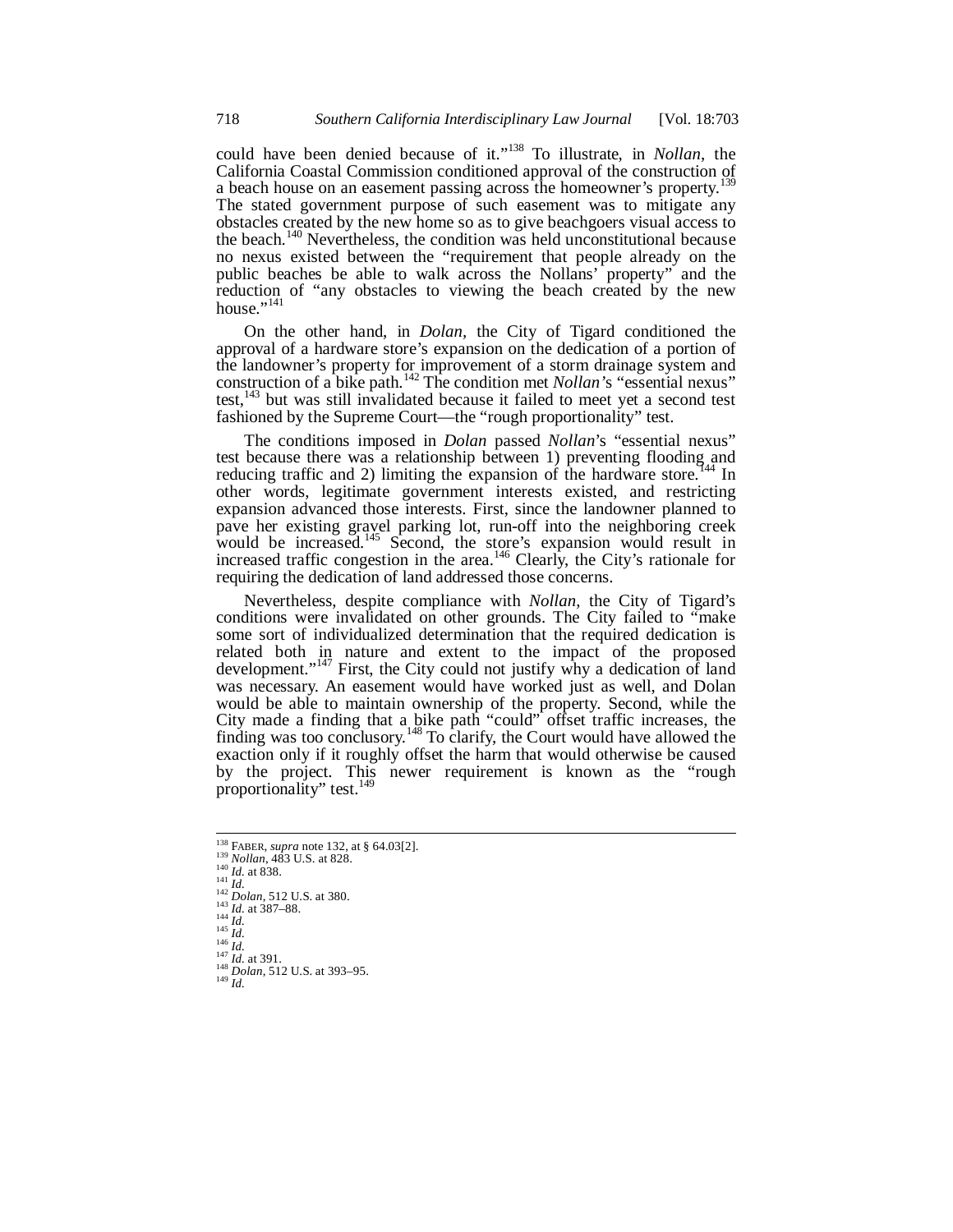could have been denied because of it."[138] To illustrate, in *Nollan*, the California Coastal Commission conditioned approval of the construction of a beach house on an easement passing across the homeowner's property.[139] The stated government purpose of such easement was to mitigate any obstacles created by the new home so as to give beachgoers visual access to the beach.[140] Nevertheless, the condition was held unconstitutional because no nexus existed between the "requirement that people already on the public beaches be able to walk across the Nollans' property" and the reduction of "any obstacles to viewing the beach created by the new house."[141]

On the other hand, in *Dolan*, the City of Tigard conditioned the approval of a hardware store's expansion on the dedication of a portion of the landowner's property for improvement of a storm drainage system and construction of a bike path.[142] The condition met *Nollan*'s "essential nexus" test,[143] but was still invalidated because it failed to meet yet a second test fashioned by the Supreme Court—the "rough proportionality" test.

The conditions imposed in *Dolan* passed *Nollan*'s "essential nexus" test because there was a relationship between 1) preventing flooding and reducing traffic and 2) limiting the expansion of the hardware store.[144] In other words, legitimate government interests existed, and restricting expansion advanced those interests. First, since the landowner planned to pave her existing gravel parking lot, run-off into the neighboring creek would be increased.[145] Second, the store's expansion would result in increased traffic congestion in the area.[146] Clearly, the City's rationale for requiring the dedication of land addressed those concerns.

Nevertheless, despite compliance with *Nollan*, the City of Tigard's conditions were invalidated on other grounds. The City failed to "make some sort of individualized determination that the required dedication is related both in nature and extent to the impact of the proposed development."[147] First, the City could not justify why a dedication of land was necessary. An easement would have worked just as well, and Dolan would be able to maintain ownership of the property. Second, while the City made a finding that a bike path "could" offset traffic increases, the finding was too conclusory.[148] To clarify, the Court would have allowed the exaction only if it roughly offset the harm that would otherwise be caused by the project. This newer requirement is known as the "rough proportionality" test.[149]

---

[138] FABER, *supra* note 132, at § 64.03[2].
[139] *Nollan*, 483 U.S. at 828.
[140] *Id.* at 838.
[141] *Id.*
[142] *Dolan*, 512 U.S. at 380.
[143] *Id.* at 387–88.
[144] *Id.*
[145] *Id.*
[146] *Id.*
[147] *Id.* at 391.
[148] *Dolan*, 512 U.S. at 393–95.
[149] *Id.*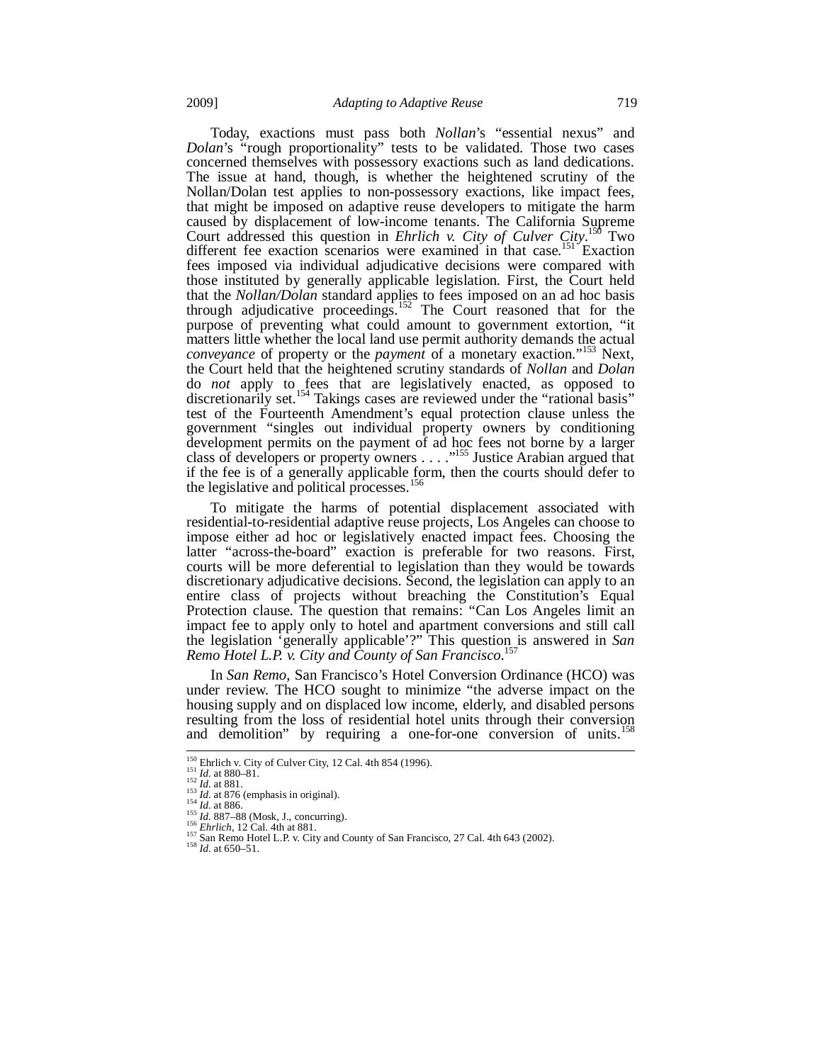Today, exactions must pass both *Nollan*'s "essential nexus" and *Dolan*'s "rough proportionality" tests to be validated. Those two cases concerned themselves with possessory exactions such as land dedications. The issue at hand, though, is whether the heightened scrutiny of the Nollan/Dolan test applies to non-possessory exactions, like impact fees, that might be imposed on adaptive reuse developers to mitigate the harm caused by displacement of low-income tenants. The California Supreme Court addressed this question in *Ehrlich v. City of Culver City*.[150] Two different fee exaction scenarios were examined in that case.[151] Exaction fees imposed via individual adjudicative decisions were compared with those instituted by generally applicable legislation. First, the Court held that the *Nollan/Dolan* standard applies to fees imposed on an ad hoc basis through adjudicative proceedings.[152] The Court reasoned that for the purpose of preventing what could amount to government extortion, "it matters little whether the local land use permit authority demands the actual *conveyance* of property or the *payment* of a monetary exaction."[153] Next, the Court held that the heightened scrutiny standards of *Nollan* and *Dolan* do *not* apply to fees that are legislatively enacted, as opposed to discretionarily set.[154] Takings cases are reviewed under the "rational basis" test of the Fourteenth Amendment's equal protection clause unless the government "singles out individual property owners by conditioning development permits on the payment of ad hoc fees not borne by a larger class of developers or property owners . . . ."[155] Justice Arabian argued that if the fee is of a generally applicable form, then the courts should defer to the legislative and political processes.[156]

To mitigate the harms of potential displacement associated with residential-to-residential adaptive reuse projects, Los Angeles can choose to impose either ad hoc or legislatively enacted impact fees. Choosing the latter "across-the-board" exaction is preferable for two reasons. First, courts will be more deferential to legislation than they would be towards discretionary adjudicative decisions. Second, the legislation can apply to an entire class of projects without breaching the Constitution's Equal Protection clause. The question that remains: "Can Los Angeles limit an impact fee to apply only to hotel and apartment conversions and still call the legislation 'generally applicable'?" This question is answered in *San Remo Hotel L.P. v. City and County of San Francisco*.[157]

In *San Remo*, San Francisco's Hotel Conversion Ordinance (HCO) was under review. The HCO sought to minimize "the adverse impact on the housing supply and on displaced low income, elderly, and disabled persons resulting from the loss of residential hotel units through their conversion and demolition" by requiring a one-for-one conversion of units.[158]

---

[150] Ehrlich v. City of Culver City, 12 Cal. 4th 854 (1996).
[151] *Id.* at 880–81.
[152] *Id.* at 881.
[153] *Id.* at 876 (emphasis in original).
[154] *Id.* at 886.
[155] *Id.* 887–88 (Mosk, J., concurring).
[156] *Ehrlich*, 12 Cal. 4th at 881.
[157] San Remo Hotel L.P. v. City and County of San Francisco, 27 Cal. 4th 643 (2002).
[158] *Id.* at 650–51.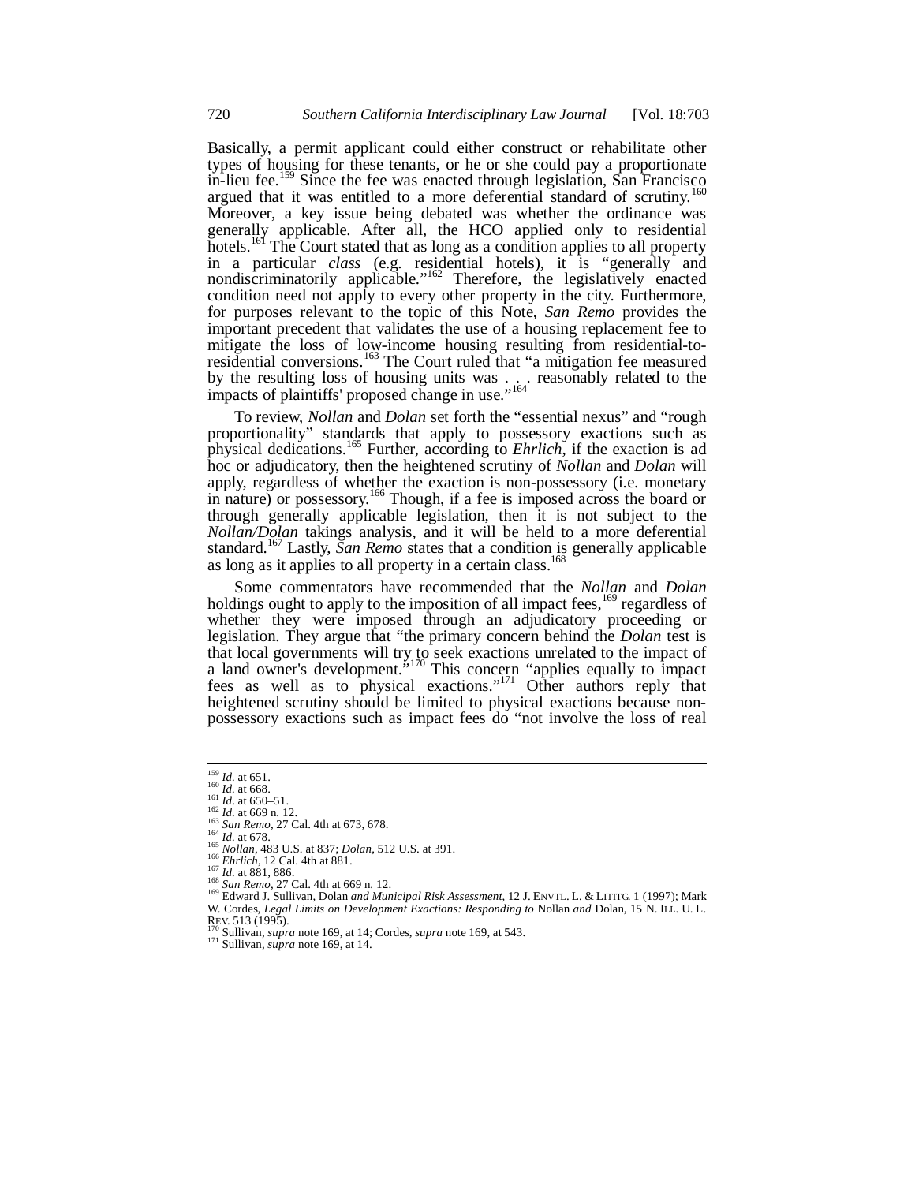Basically, a permit applicant could either construct or rehabilitate other types of housing for these tenants, or he or she could pay a proportionate in-lieu fee.[159] Since the fee was enacted through legislation, San Francisco argued that it was entitled to a more deferential standard of scrutiny.[160] Moreover, a key issue being debated was whether the ordinance was generally applicable. After all, the HCO applied only to residential hotels.[161] The Court stated that as long as a condition applies to all property in a particular *class* (e.g. residential hotels), it is "generally and nondiscriminatorily applicable."[162] Therefore, the legislatively enacted condition need not apply to every other property in the city. Furthermore, for purposes relevant to the topic of this Note, *San Remo* provides the important precedent that validates the use of a housing replacement fee to mitigate the loss of low-income housing resulting from residential-to-residential conversions.[163] The Court ruled that "a mitigation fee measured by the resulting loss of housing units was . . . reasonably related to the impacts of plaintiffs' proposed change in use."[164]

To review, *Nollan* and *Dolan* set forth the "essential nexus" and "rough proportionality" standards that apply to possessory exactions such as physical dedications.[165] Further, according to *Ehrlich*, if the exaction is ad hoc or adjudicatory, then the heightened scrutiny of *Nollan* and *Dolan* will apply, regardless of whether the exaction is non-possessory (i.e. monetary in nature) or possessory.[166] Though, if a fee is imposed across the board or through generally applicable legislation, then it is not subject to the *Nollan/Dolan* takings analysis, and it will be held to a more deferential standard.[167] Lastly, *San Remo* states that a condition is generally applicable as long as it applies to all property in a certain class.[168]

Some commentators have recommended that the *Nollan* and *Dolan* holdings ought to apply to the imposition of all impact fees,[169] regardless of whether they were imposed through an adjudicatory proceeding or legislation. They argue that "the primary concern behind the *Dolan* test is that local governments will try to seek exactions unrelated to the impact of a land owner's development."[170] This concern "applies equally to impact fees as well as to physical exactions."[171] Other authors reply that heightened scrutiny should be limited to physical exactions because non-possessory exactions such as impact fees do "not involve the loss of real

---

[159] *Id.* at 651.
[160] *Id.* at 668.
[161] *Id.* at 650–51.
[162] *Id.* at 669 n. 12.
[163] *San Remo*, 27 Cal. 4th at 673, 678.
[164] *Id.* at 678.
[165] *Nollan*, 483 U.S. at 837; *Dolan*, 512 U.S. at 391.
[166] *Ehrlich*, 12 Cal. 4th at 881.
[167] *Id.* at 881, 886.
[168] *San Remo*, 27 Cal. 4th at 669 n. 12.
[169] Edward J. Sullivan, Dolan *and Municipal Risk Assessment*, 12 J. ENVTL. L. & LITITG. 1 (1997); Mark W. Cordes, *Legal Limits on Development Exactions: Responding to* Nollan *and* Dolan, 15 N. ILL. U. L. REV. 513 (1995).
[170] Sullivan, *supra* note 169, at 14; Cordes, *supra* note 169, at 543.
[171] Sullivan, *supra* note 169, at 14.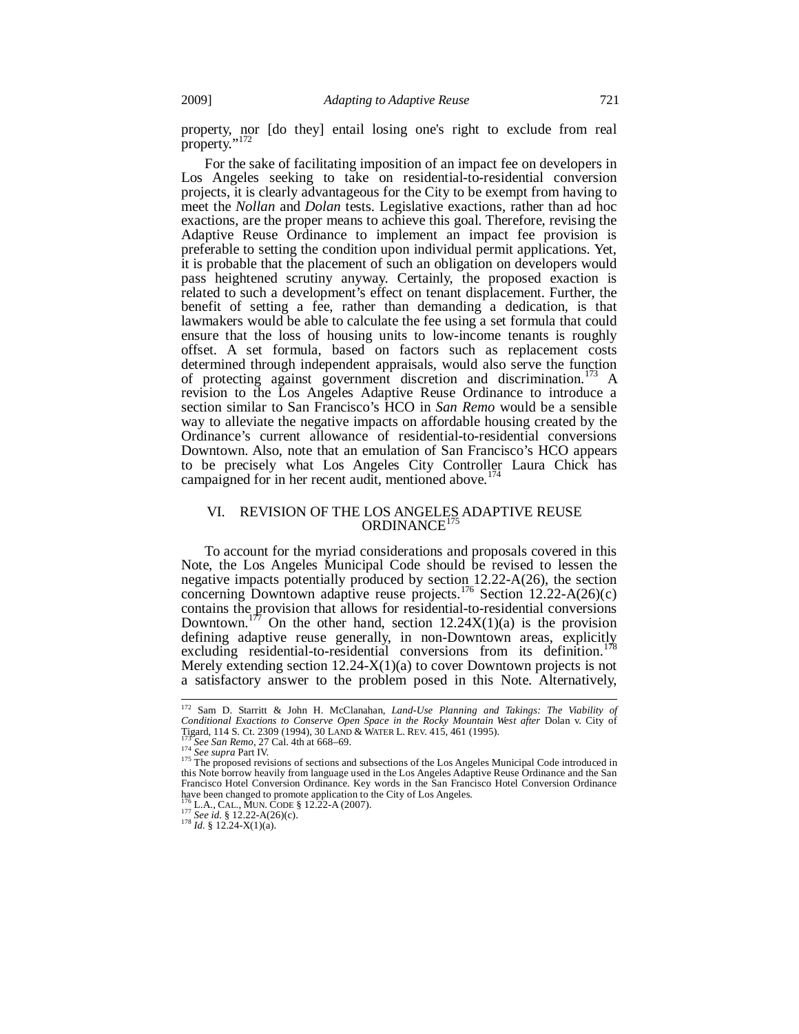property, nor [do they] entail losing one's right to exclude from real property."[172]

For the sake of facilitating imposition of an impact fee on developers in Los Angeles seeking to take on residential-to-residential conversion projects, it is clearly advantageous for the City to be exempt from having to meet the *Nollan* and *Dolan* tests. Legislative exactions, rather than ad hoc exactions, are the proper means to achieve this goal. Therefore, revising the Adaptive Reuse Ordinance to implement an impact fee provision is preferable to setting the condition upon individual permit applications. Yet, it is probable that the placement of such an obligation on developers would pass heightened scrutiny anyway. Certainly, the proposed exaction is related to such a development's effect on tenant displacement. Further, the benefit of setting a fee, rather than demanding a dedication, is that lawmakers would be able to calculate the fee using a set formula that could ensure that the loss of housing units to low-income tenants is roughly offset. A set formula, based on factors such as replacement costs determined through independent appraisals, would also serve the function of protecting against government discretion and discrimination.[173] A revision to the Los Angeles Adaptive Reuse Ordinance to introduce a section similar to San Francisco's HCO in *San Remo* would be a sensible way to alleviate the negative impacts on affordable housing created by the Ordinance's current allowance of residential-to-residential conversions Downtown. Also, note that an emulation of San Francisco's HCO appears to be precisely what Los Angeles City Controller Laura Chick has campaigned for in her recent audit, mentioned above.[174]

## VI. REVISION OF THE LOS ANGELES ADAPTIVE REUSE ORDINANCE[175]

To account for the myriad considerations and proposals covered in this Note, the Los Angeles Municipal Code should be revised to lessen the negative impacts potentially produced by section 12.22-A(26), the section concerning Downtown adaptive reuse projects.[176] Section 12.22-A(26)(c) contains the provision that allows for residential-to-residential conversions Downtown.[177] On the other hand, section 12.24X(1)(a) is the provision defining adaptive reuse generally, in non-Downtown areas, explicitly excluding residential-to-residential conversions from its definition.[178] Merely extending section 12.24-X(1)(a) to cover Downtown projects is not a satisfactory answer to the problem posed in this Note. Alternatively,

---

[172] Sam D. Starritt & John H. McClanahan, *Land-Use Planning and Takings: The Viability of Conditional Exactions to Conserve Open Space in the Rocky Mountain West after* Dolan v. City of Tigard, 114 S. Ct. 2309 (1994), 30 LAND & WATER L. REV. 415, 461 (1995).

[173] *See San Remo*, 27 Cal. 4th at 668–69.

[174] *See supra* Part IV.

[175] The proposed revisions of sections and subsections of the Los Angeles Municipal Code introduced in this Note borrow heavily from language used in the Los Angeles Adaptive Reuse Ordinance and the San Francisco Hotel Conversion Ordinance. Key words in the San Francisco Hotel Conversion Ordinance have been changed to promote application to the City of Los Angeles.

[176] L.A., CAL., MUN. CODE § 12.22-A (2007).

[177] *See id.* § 12.22-A(26)(c).

[178] *Id.* § 12.24-X(1)(a).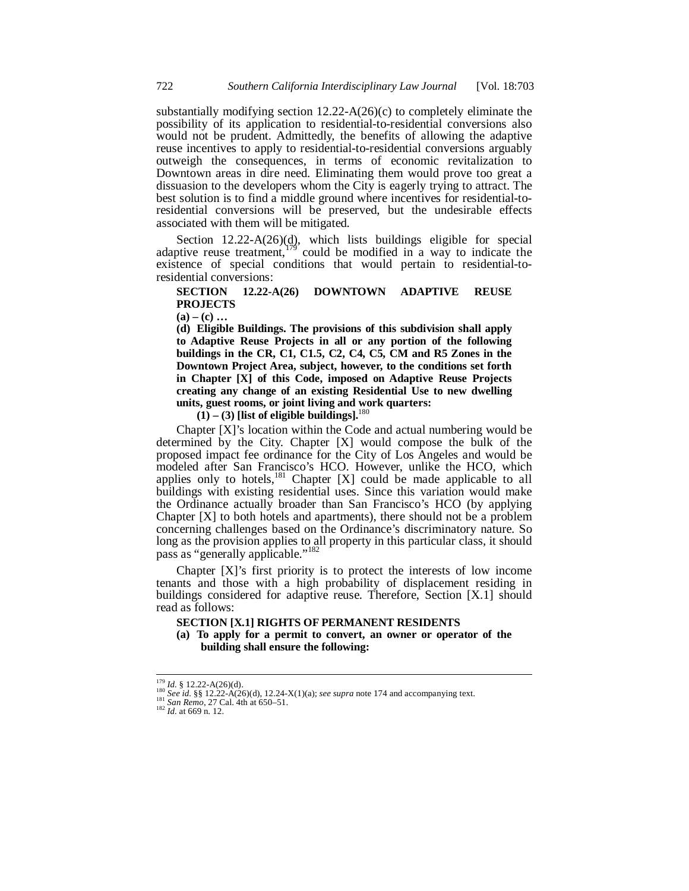substantially modifying section 12.22-A(26)(c) to completely eliminate the possibility of its application to residential-to-residential conversions also would not be prudent. Admittedly, the benefits of allowing the adaptive reuse incentives to apply to residential-to-residential conversions arguably outweigh the consequences, in terms of economic revitalization to Downtown areas in dire need. Eliminating them would prove too great a dissuasion to the developers whom the City is eagerly trying to attract. The best solution is to find a middle ground where incentives for residential-to-residential conversions will be preserved, but the undesirable effects associated with them will be mitigated.

Section 12.22-A(26)(d), which lists buildings eligible for special adaptive reuse treatment,[179] could be modified in a way to indicate the existence of special conditions that would pertain to residential-to-residential conversions:

> **SECTION 12.22-A(26) DOWNTOWN ADAPTIVE REUSE PROJECTS**
>
> **(a) – (c) …**
>
> **(d) Eligible Buildings. The provisions of this subdivision shall apply to Adaptive Reuse Projects in all or any portion of the following buildings in the CR, C1, C1.5, C2, C4, C5, CM and R5 Zones in the Downtown Project Area, subject, however, to the conditions set forth in Chapter [X] of this Code, imposed on Adaptive Reuse Projects creating any change of an existing Residential Use to new dwelling units, guest rooms, or joint living and work quarters:**
>
> **(1) – (3) [list of eligible buildings].**[180]

Chapter [X]'s location within the Code and actual numbering would be determined by the City. Chapter [X] would compose the bulk of the proposed impact fee ordinance for the City of Los Angeles and would be modeled after San Francisco's HCO. However, unlike the HCO, which applies only to hotels,[181] Chapter [X] could be made applicable to all buildings with existing residential uses. Since this variation would make the Ordinance actually broader than San Francisco's HCO (by applying Chapter [X] to both hotels and apartments), there should not be a problem concerning challenges based on the Ordinance's discriminatory nature. So long as the provision applies to all property in this particular class, it should pass as "generally applicable."[182]

Chapter [X]'s first priority is to protect the interests of low income tenants and those with a high probability of displacement residing in buildings considered for adaptive reuse. Therefore, Section [X.1] should read as follows:

> **SECTION [X.1] RIGHTS OF PERMANENT RESIDENTS**
>
> **(a) To apply for a permit to convert, an owner or operator of the building shall ensure the following:**

---

[179] *Id.* § 12.22-A(26)(d).
[180] *See id.* §§ 12.22-A(26)(d), 12.24-X(1)(a); *see supra* note 174 and accompanying text.
[181] *San Remo*, 27 Cal. 4th at 650–51.
[182] *Id.* at 669 n. 12.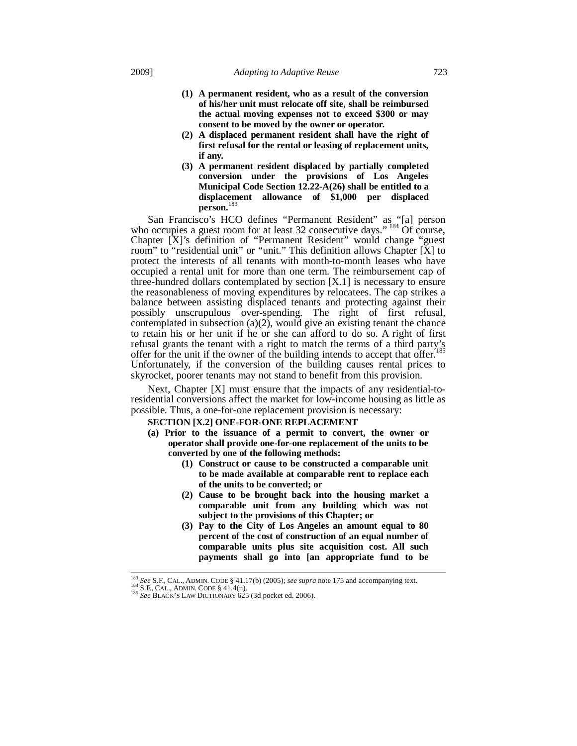**(1) A permanent resident, who as a result of the conversion of his/her unit must relocate off site, shall be reimbursed the actual moving expenses not to exceed $300 or may consent to be moved by the owner or operator.**

**(2) A displaced permanent resident shall have the right of first refusal for the rental or leasing of replacement units, if any.**

**(3) A permanent resident displaced by partially completed conversion under the provisions of Los Angeles Municipal Code Section 12.22-A(26) shall be entitled to a displacement allowance of $1,000 per displaced person.**[183]

San Francisco's HCO defines "Permanent Resident" as "[a] person who occupies a guest room for at least 32 consecutive days."[184] Of course, Chapter [X]'s definition of "Permanent Resident" would change "guest room" to "residential unit" or "unit." This definition allows Chapter [X] to protect the interests of all tenants with month-to-month leases who have occupied a rental unit for more than one term. The reimbursement cap of three-hundred dollars contemplated by section [X.1] is necessary to ensure the reasonableness of moving expenditures by relocatees. The cap strikes a balance between assisting displaced tenants and protecting against their possibly unscrupulous over-spending. The right of first refusal, contemplated in subsection (a)(2), would give an existing tenant the chance to retain his or her unit if he or she can afford to do so. A right of first refusal grants the tenant with a right to match the terms of a third party's offer for the unit if the owner of the building intends to accept that offer.[185] Unfortunately, if the conversion of the building causes rental prices to skyrocket, poorer tenants may not stand to benefit from this provision.

Next, Chapter [X] must ensure that the impacts of any residential-to-residential conversions affect the market for low-income housing as little as possible. Thus, a one-for-one replacement provision is necessary:

**SECTION [X.2] ONE-FOR-ONE REPLACEMENT**

**(a) Prior to the issuance of a permit to convert, the owner or operator shall provide one-for-one replacement of the units to be converted by one of the following methods:**

**(1) Construct or cause to be constructed a comparable unit to be made available at comparable rent to replace each of the units to be converted; or**

**(2) Cause to be brought back into the housing market a comparable unit from any building which was not subject to the provisions of this Chapter; or**

**(3) Pay to the City of Los Angeles an amount equal to 80 percent of the cost of construction of an equal number of comparable units plus site acquisition cost. All such payments shall go into [an appropriate fund to be**

---

[183] *See* S.F., CAL., ADMIN. CODE § 41.17(b) (2005); *see supra* note 175 and accompanying text.

[184] S.F., CAL., ADMIN. CODE § 41.4(n).

[185] *See* BLACK'S LAW DICTIONARY 625 (3d pocket ed. 2006).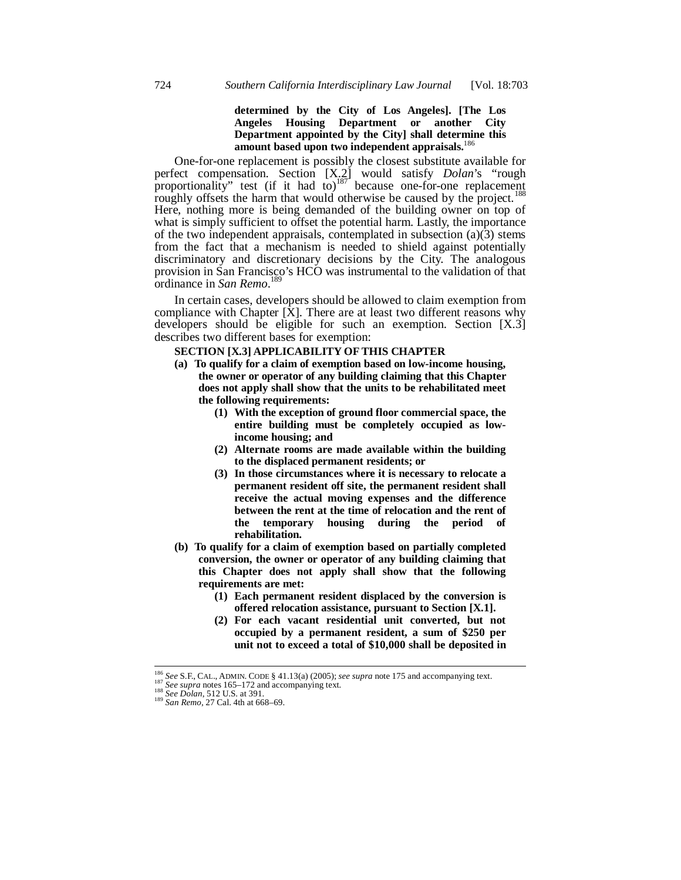**determined by the City of Los Angeles]. [The Los Angeles Housing Department or another City Department appointed by the City] shall determine this amount based upon two independent appraisals.**[186]

One-for-one replacement is possibly the closest substitute available for perfect compensation. Section [X.2] would satisfy *Dolan*'s "rough proportionality" test (if it had to)[187] because one-for-one replacement roughly offsets the harm that would otherwise be caused by the project.[188] Here, nothing more is being demanded of the building owner on top of what is simply sufficient to offset the potential harm. Lastly, the importance of the two independent appraisals, contemplated in subsection (a)(3) stems from the fact that a mechanism is needed to shield against potentially discriminatory and discretionary decisions by the City. The analogous provision in San Francisco's HCO was instrumental to the validation of that ordinance in *San Remo*.[189]

In certain cases, developers should be allowed to claim exemption from compliance with Chapter [X]. There are at least two different reasons why developers should be eligible for such an exemption. Section [X.3] describes two different bases for exemption:

**SECTION [X.3] APPLICABILITY OF THIS CHAPTER**

- **(a) To qualify for a claim of exemption based on low-income housing, the owner or operator of any building claiming that this Chapter does not apply shall show that the units to be rehabilitated meet the following requirements:**
  - **(1) With the exception of ground floor commercial space, the entire building must be completely occupied as low-income housing; and**
  - **(2) Alternate rooms are made available within the building to the displaced permanent residents; or**
  - **(3) In those circumstances where it is necessary to relocate a permanent resident off site, the permanent resident shall receive the actual moving expenses and the difference between the rent at the time of relocation and the rent of the temporary housing during the period of rehabilitation.**
- **(b) To qualify for a claim of exemption based on partially completed conversion, the owner or operator of any building claiming that this Chapter does not apply shall show that the following requirements are met:**
  - **(1) Each permanent resident displaced by the conversion is offered relocation assistance, pursuant to Section [X.1].**
  - **(2) For each vacant residential unit converted, but not occupied by a permanent resident, a sum of $250 per unit not to exceed a total of $10,000 shall be deposited in**

---

[186] *See* S.F., CAL., ADMIN. CODE § 41.13(a) (2005); *see supra* note 175 and accompanying text.

[187] *See supra* notes 165–172 and accompanying text.

[188] *See Dolan*, 512 U.S. at 391.

[189] *San Remo*, 27 Cal. 4th at 668–69.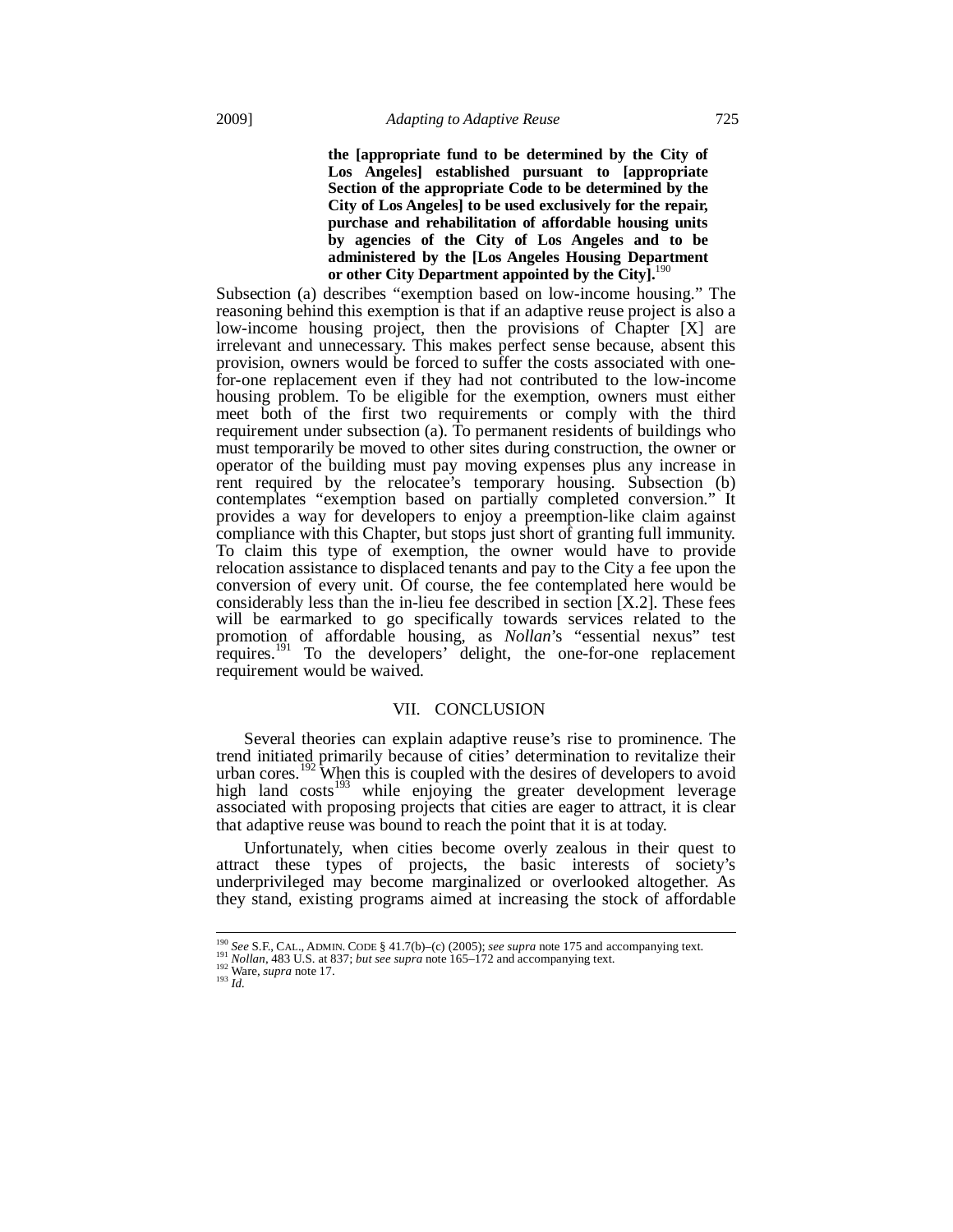**the [appropriate fund to be determined by the City of Los Angeles] established pursuant to [appropriate Section of the appropriate Code to be determined by the City of Los Angeles] to be used exclusively for the repair, purchase and rehabilitation of affordable housing units by agencies of the City of Los Angeles and to be administered by the [Los Angeles Housing Department or other City Department appointed by the City].**[190]

Subsection (a) describes "exemption based on low-income housing." The reasoning behind this exemption is that if an adaptive reuse project is also a low-income housing project, then the provisions of Chapter [X] are irrelevant and unnecessary. This makes perfect sense because, absent this provision, owners would be forced to suffer the costs associated with one-for-one replacement even if they had not contributed to the low-income housing problem. To be eligible for the exemption, owners must either meet both of the first two requirements or comply with the third requirement under subsection (a). To permanent residents of buildings who must temporarily be moved to other sites during construction, the owner or operator of the building must pay moving expenses plus any increase in rent required by the relocatee's temporary housing. Subsection (b) contemplates "exemption based on partially completed conversion." It provides a way for developers to enjoy a preemption-like claim against compliance with this Chapter, but stops just short of granting full immunity. To claim this type of exemption, the owner would have to provide relocation assistance to displaced tenants and pay to the City a fee upon the conversion of every unit. Of course, the fee contemplated here would be considerably less than the in-lieu fee described in section [X.2]. These fees will be earmarked to go specifically towards services related to the promotion of affordable housing, as *Nollan*'s "essential nexus" test requires.[191] To the developers' delight, the one-for-one replacement requirement would be waived.

## VII. CONCLUSION

Several theories can explain adaptive reuse's rise to prominence. The trend initiated primarily because of cities' determination to revitalize their urban cores.[192] When this is coupled with the desires of developers to avoid high land costs[193] while enjoying the greater development leverage associated with proposing projects that cities are eager to attract, it is clear that adaptive reuse was bound to reach the point that it is at today.

Unfortunately, when cities become overly zealous in their quest to attract these types of projects, the basic interests of society's underprivileged may become marginalized or overlooked altogether. As they stand, existing programs aimed at increasing the stock of affordable

---

[190] *See* S.F., CAL., ADMIN. CODE § 41.7(b)–(c) (2005); *see supra* note 175 and accompanying text.
[191] *Nollan*, 483 U.S. at 837; *but see supra* note 165–172 and accompanying text.
[192] Ware, *supra* note 17.
[193] *Id.*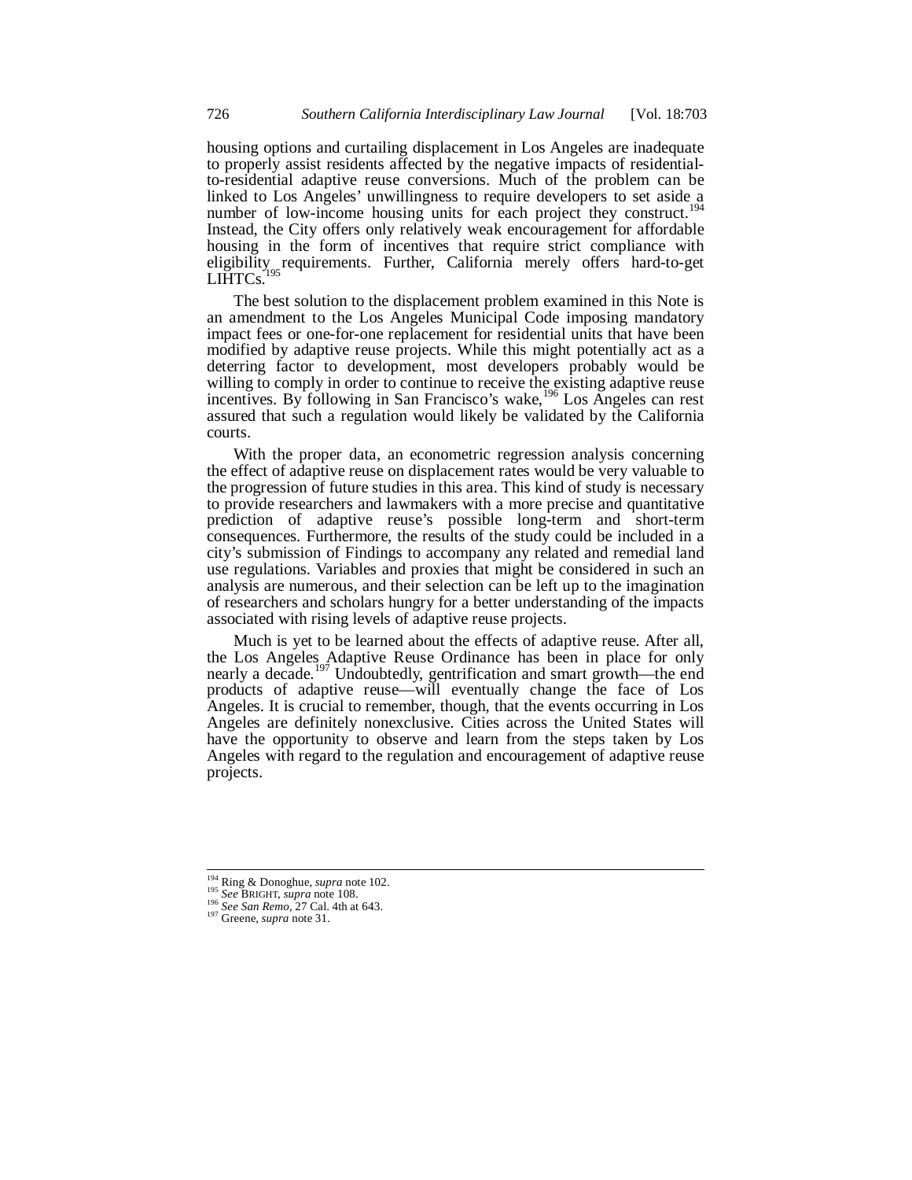housing options and curtailing displacement in Los Angeles are inadequate to properly assist residents affected by the negative impacts of residential-to-residential adaptive reuse conversions. Much of the problem can be linked to Los Angeles' unwillingness to require developers to set aside a number of low-income housing units for each project they construct.[194] Instead, the City offers only relatively weak encouragement for affordable housing in the form of incentives that require strict compliance with eligibility requirements. Further, California merely offers hard-to-get LIHTCs.[195]

The best solution to the displacement problem examined in this Note is an amendment to the Los Angeles Municipal Code imposing mandatory impact fees or one-for-one replacement for residential units that have been modified by adaptive reuse projects. While this might potentially act as a deterring factor to development, most developers probably would be willing to comply in order to continue to receive the existing adaptive reuse incentives. By following in San Francisco's wake,[196] Los Angeles can rest assured that such a regulation would likely be validated by the California courts.

With the proper data, an econometric regression analysis concerning the effect of adaptive reuse on displacement rates would be very valuable to the progression of future studies in this area. This kind of study is necessary to provide researchers and lawmakers with a more precise and quantitative prediction of adaptive reuse's possible long-term and short-term consequences. Furthermore, the results of the study could be included in a city's submission of Findings to accompany any related and remedial land use regulations. Variables and proxies that might be considered in such an analysis are numerous, and their selection can be left up to the imagination of researchers and scholars hungry for a better understanding of the impacts associated with rising levels of adaptive reuse projects.

Much is yet to be learned about the effects of adaptive reuse. After all, the Los Angeles Adaptive Reuse Ordinance has been in place for only nearly a decade.[197] Undoubtedly, gentrification and smart growth—the end products of adaptive reuse—will eventually change the face of Los Angeles. It is crucial to remember, though, that the events occurring in Los Angeles are definitely nonexclusive. Cities across the United States will have the opportunity to observe and learn from the steps taken by Los Angeles with regard to the regulation and encouragement of adaptive reuse projects.

---

[194] Ring & Donoghue, *supra* note 102.
[195] *See* BRIGHT, *supra* note 108.
[196] *See San Remo*, 27 Cal. 4th at 643.
[197] Greene, *supra* note 31.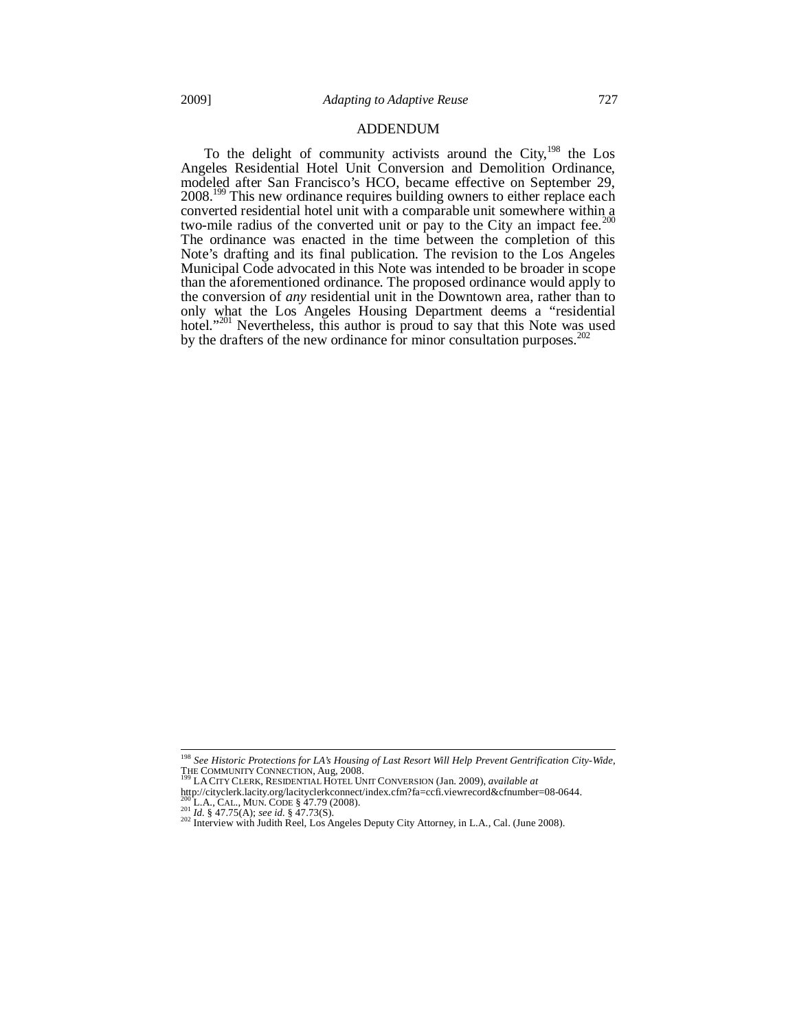## ADDENDUM

To the delight of community activists around the City,[198] the Los Angeles Residential Hotel Unit Conversion and Demolition Ordinance, modeled after San Francisco's HCO, became effective on September 29, 2008.[199] This new ordinance requires building owners to either replace each converted residential hotel unit with a comparable unit somewhere within a two-mile radius of the converted unit or pay to the City an impact fee.[200] The ordinance was enacted in the time between the completion of this Note's drafting and its final publication. The revision to the Los Angeles Municipal Code advocated in this Note was intended to be broader in scope than the aforementioned ordinance. The proposed ordinance would apply to the conversion of *any* residential unit in the Downtown area, rather than to only what the Los Angeles Housing Department deems a "residential hotel."[201] Nevertheless, this author is proud to say that this Note was used by the drafters of the new ordinance for minor consultation purposes.[202]

---

[198] *See Historic Protections for LA's Housing of Last Resort Will Help Prevent Gentrification City-Wide*, THE COMMUNITY CONNECTION, Aug, 2008.

[199] LA CITY CLERK, RESIDENTIAL HOTEL UNIT CONVERSION (Jan. 2009), *available at* http://cityclerk.lacity.org/lacityclerkconnect/index.cfm?fa=ccfi.viewrecord&cfnumber=08-0644.

[200] L.A., CAL., MUN. CODE § 47.79 (2008).

[201] *Id.* § 47.75(A); *see id.* § 47.73(S).

[202] Interview with Judith Reel, Los Angeles Deputy City Attorney, in L.A., Cal. (June 2008).